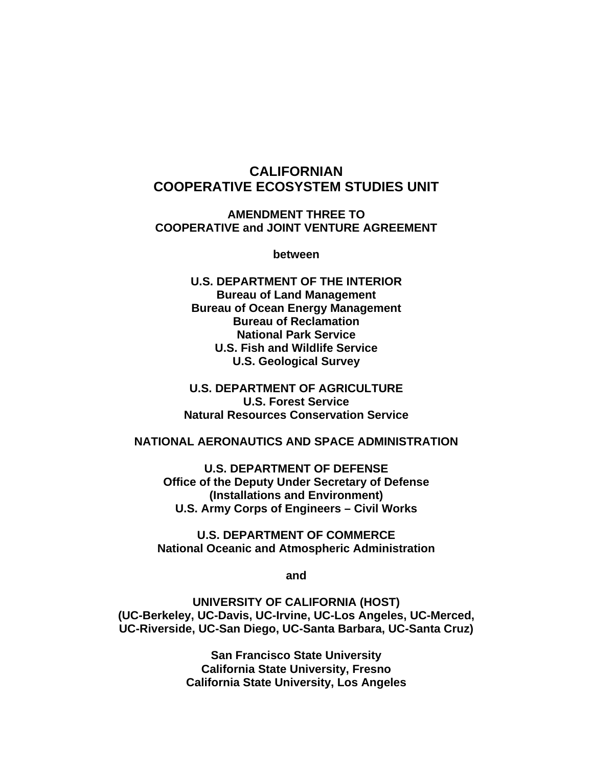# CALIFORNIAN
# COOPERATIVE ECOSYSTEM STUDIES UNIT

## AMENDMENT THREE TO
## COOPERATIVE and JOINT VENTURE AGREEMENT

**between**

**U.S. DEPARTMENT OF THE INTERIOR**
**Bureau of Land Management**
**Bureau of Ocean Energy Management**
**Bureau of Reclamation**
**National Park Service**
**U.S. Fish and Wildlife Service**
**U.S. Geological Survey**

**U.S. DEPARTMENT OF AGRICULTURE**
**U.S. Forest Service**
**Natural Resources Conservation Service**

**NATIONAL AERONAUTICS AND SPACE ADMINISTRATION**

**U.S. DEPARTMENT OF DEFENSE**
**Office of the Deputy Under Secretary of Defense**
**(Installations and Environment)**
**U.S. Army Corps of Engineers – Civil Works**

**U.S. DEPARTMENT OF COMMERCE**
**National Oceanic and Atmospheric Administration**

**and**

**UNIVERSITY OF CALIFORNIA (HOST)**
**(UC-Berkeley, UC-Davis, UC-Irvine, UC-Los Angeles, UC-Merced, UC-Riverside, UC-San Diego, UC-Santa Barbara, UC-Santa Cruz)**

**San Francisco State University**
**California State University, Fresno**
**California State University, Los Angeles**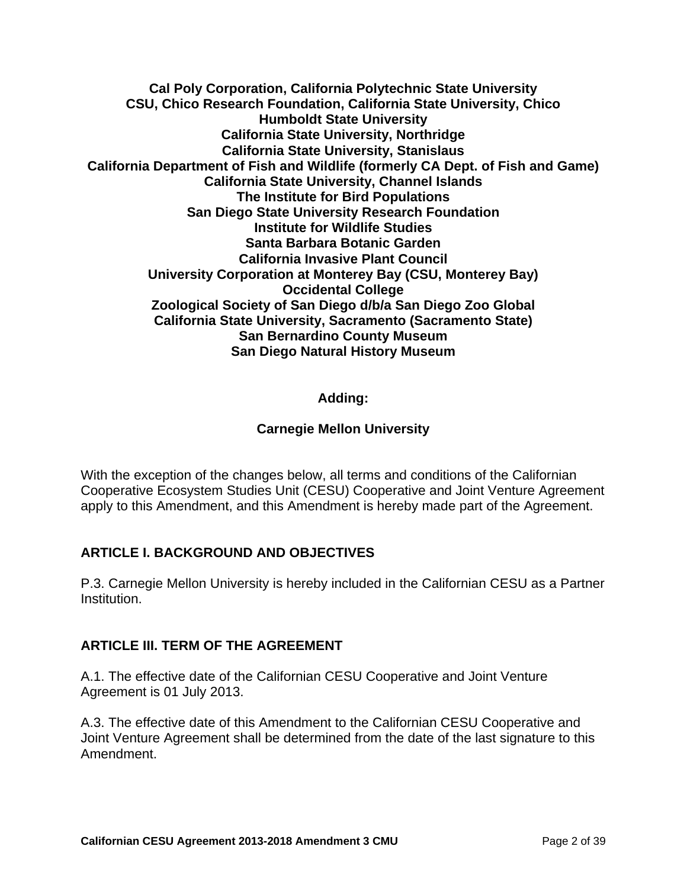**Cal Poly Corporation, California Polytechnic State University**
**CSU, Chico Research Foundation, California State University, Chico**
**Humboldt State University**
**California State University, Northridge**
**California State University, Stanislaus**
**California Department of Fish and Wildlife (formerly CA Dept. of Fish and Game)**
**California State University, Channel Islands**
**The Institute for Bird Populations**
**San Diego State University Research Foundation**
**Institute for Wildlife Studies**
**Santa Barbara Botanic Garden**
**California Invasive Plant Council**
**University Corporation at Monterey Bay (CSU, Monterey Bay)**
**Occidental College**
**Zoological Society of San Diego d/b/a San Diego Zoo Global**
**California State University, Sacramento (Sacramento State)**
**San Bernardino County Museum**
**San Diego Natural History Museum**

**Adding:**

**Carnegie Mellon University**

With the exception of the changes below, all terms and conditions of the Californian Cooperative Ecosystem Studies Unit (CESU) Cooperative and Joint Venture Agreement apply to this Amendment, and this Amendment is hereby made part of the Agreement.

## ARTICLE I. BACKGROUND AND OBJECTIVES

P.3. Carnegie Mellon University is hereby included in the Californian CESU as a Partner Institution.

## ARTICLE III. TERM OF THE AGREEMENT

A.1. The effective date of the Californian CESU Cooperative and Joint Venture Agreement is 01 July 2013.

A.3. The effective date of this Amendment to the Californian CESU Cooperative and Joint Venture Agreement shall be determined from the date of the last signature to this Amendment.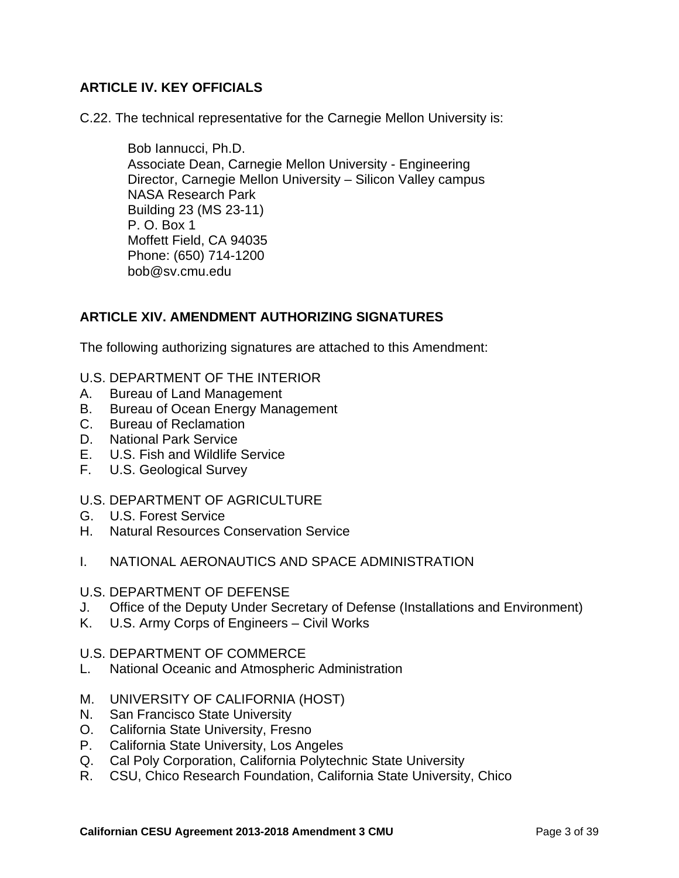## ARTICLE IV. KEY OFFICIALS

C.22. The technical representative for the Carnegie Mellon University is:

> Bob Iannucci, Ph.D.
> Associate Dean, Carnegie Mellon University - Engineering
> Director, Carnegie Mellon University – Silicon Valley campus
> NASA Research Park
> Building 23 (MS 23-11)
> P. O. Box 1
> Moffett Field, CA 94035
> Phone: (650) 714-1200
> bob@sv.cmu.edu

## ARTICLE XIV. AMENDMENT AUTHORIZING SIGNATURES

The following authorizing signatures are attached to this Amendment:

U.S. DEPARTMENT OF THE INTERIOR

A. Bureau of Land Management
B. Bureau of Ocean Energy Management
C. Bureau of Reclamation
D. National Park Service
E. U.S. Fish and Wildlife Service
F. U.S. Geological Survey

U.S. DEPARTMENT OF AGRICULTURE

G. U.S. Forest Service
H. Natural Resources Conservation Service

I. NATIONAL AERONAUTICS AND SPACE ADMINISTRATION

U.S. DEPARTMENT OF DEFENSE

J. Office of the Deputy Under Secretary of Defense (Installations and Environment)
K. U.S. Army Corps of Engineers – Civil Works

U.S. DEPARTMENT OF COMMERCE

L. National Oceanic and Atmospheric Administration

M. UNIVERSITY OF CALIFORNIA (HOST)
N. San Francisco State University
O. California State University, Fresno
P. California State University, Los Angeles
Q. Cal Poly Corporation, California Polytechnic State University
R. CSU, Chico Research Foundation, California State University, Chico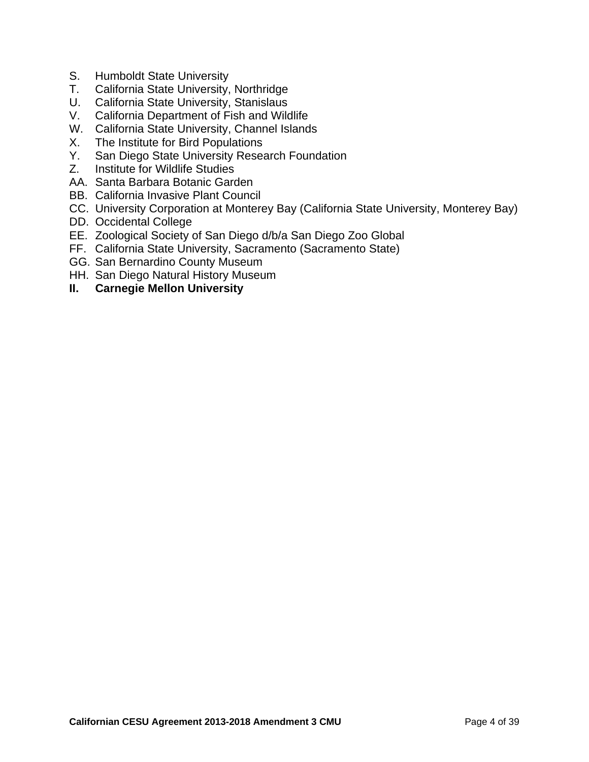S. Humboldt State University
T. California State University, Northridge
U. California State University, Stanislaus
V. California Department of Fish and Wildlife
W. California State University, Channel Islands
X. The Institute for Bird Populations
Y. San Diego State University Research Foundation
Z. Institute for Wildlife Studies
AA. Santa Barbara Botanic Garden
BB. California Invasive Plant Council
CC. University Corporation at Monterey Bay (California State University, Monterey Bay)
DD. Occidental College
EE. Zoological Society of San Diego d/b/a San Diego Zoo Global
FF. California State University, Sacramento (Sacramento State)
GG. San Bernardino County Museum
HH. San Diego Natural History Museum
**II. Carnegie Mellon University**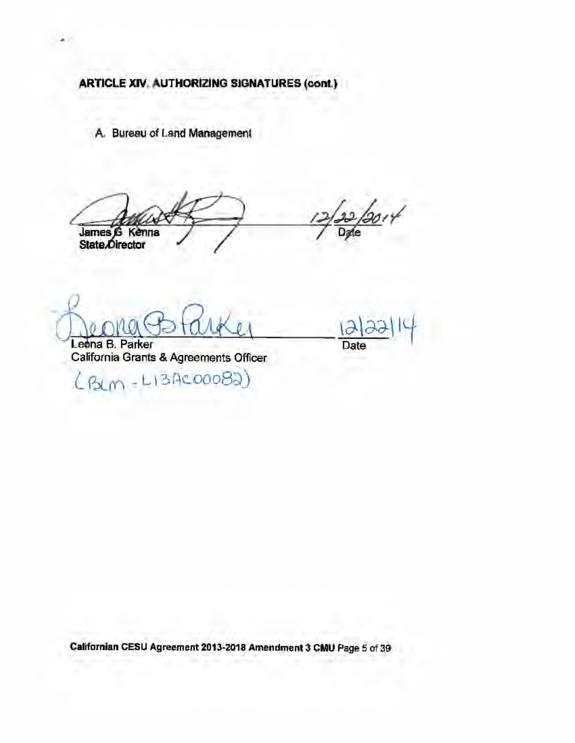**ARTICLE XIV. AUTHORIZING SIGNATURES (cont.)**

A. Bureau of Land Management

James G. Kenna  
State Director  
12/22/2014  
Date

Leona B. Parker  
California Grants & Agreements Officer  
(BLM - L13AC00082)  
12/22/14  
Date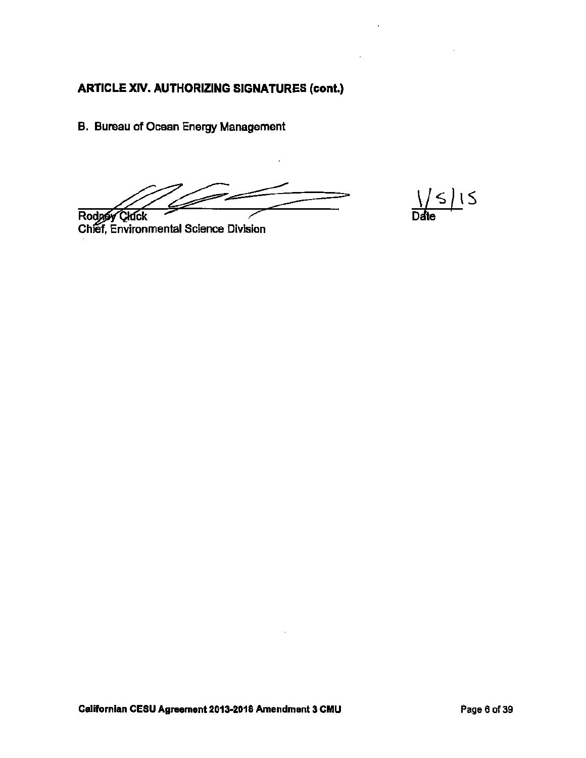**ARTICLE XIV. AUTHORIZING SIGNATURES (cont.)**

B. Bureau of Ocean Energy Management

Rodney Cluck
Chief, Environmental Science Division

1/5/15
Date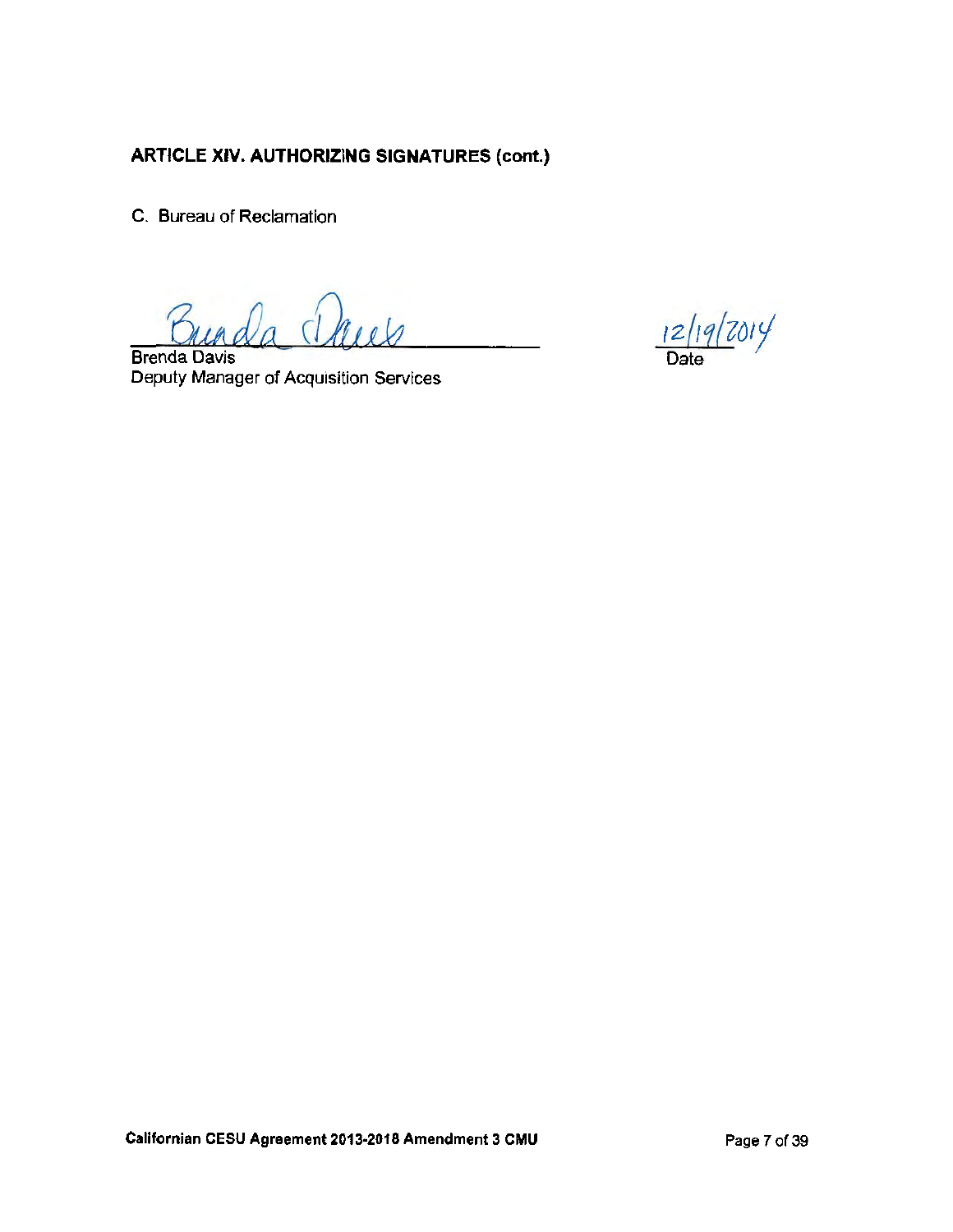**ARTICLE XIV. AUTHORIZING SIGNATURES (cont.)**

C. Bureau of Reclamation

Brenda Davis
Deputy Manager of Acquisition Services

12/19/2014
Date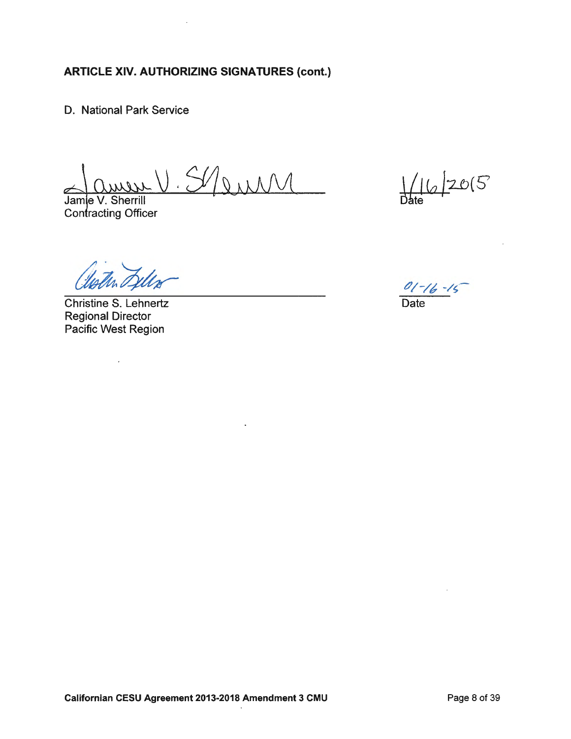## ARTICLE XIV. AUTHORIZING SIGNATURES (cont.)

D. National Park Service

Jamie V. Sherrill
Contracting Officer

1/16/2015
Date

Christine S. Lehnertz
Regional Director
Pacific West Region

01-16-15
Date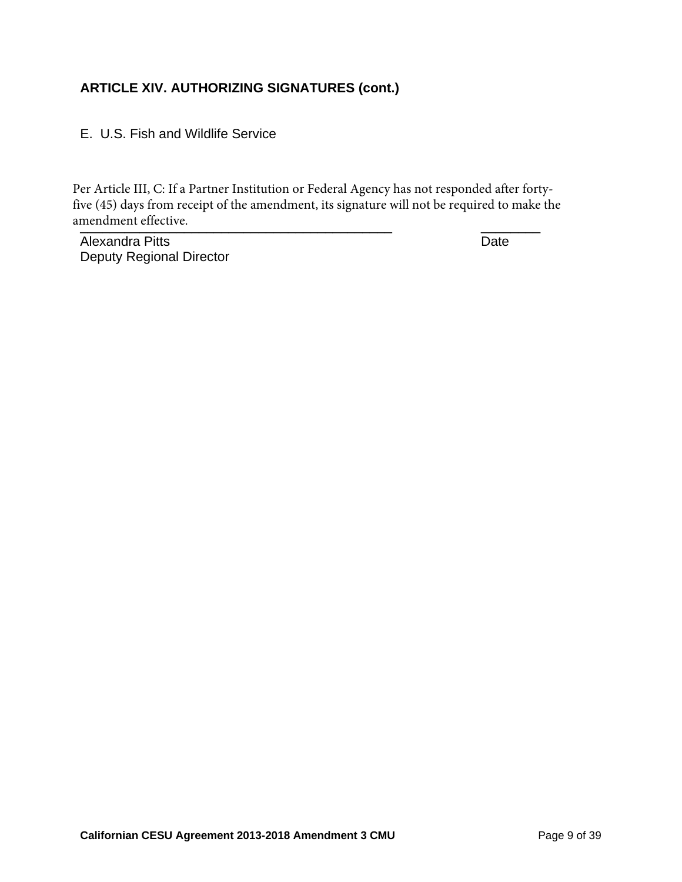### ARTICLE XIV. AUTHORIZING SIGNATURES (cont.)

E. U.S. Fish and Wildlife Service

Per Article III, C: If a Partner Institution or Federal Agency has not responded after forty-five (45) days from receipt of the amendment, its signature will not be required to make the amendment effective.

\_\_\_\_\_\_\_\_\_\_\_\_\_\_\_\_\_\_\_\_\_\_\_\_\_\_\_\_\_\_\_\_\_\_\_\_\_\_\_\_\_\_ \_\_\_\_\_\_\_\_

Alexandra Pitts Date
Deputy Regional Director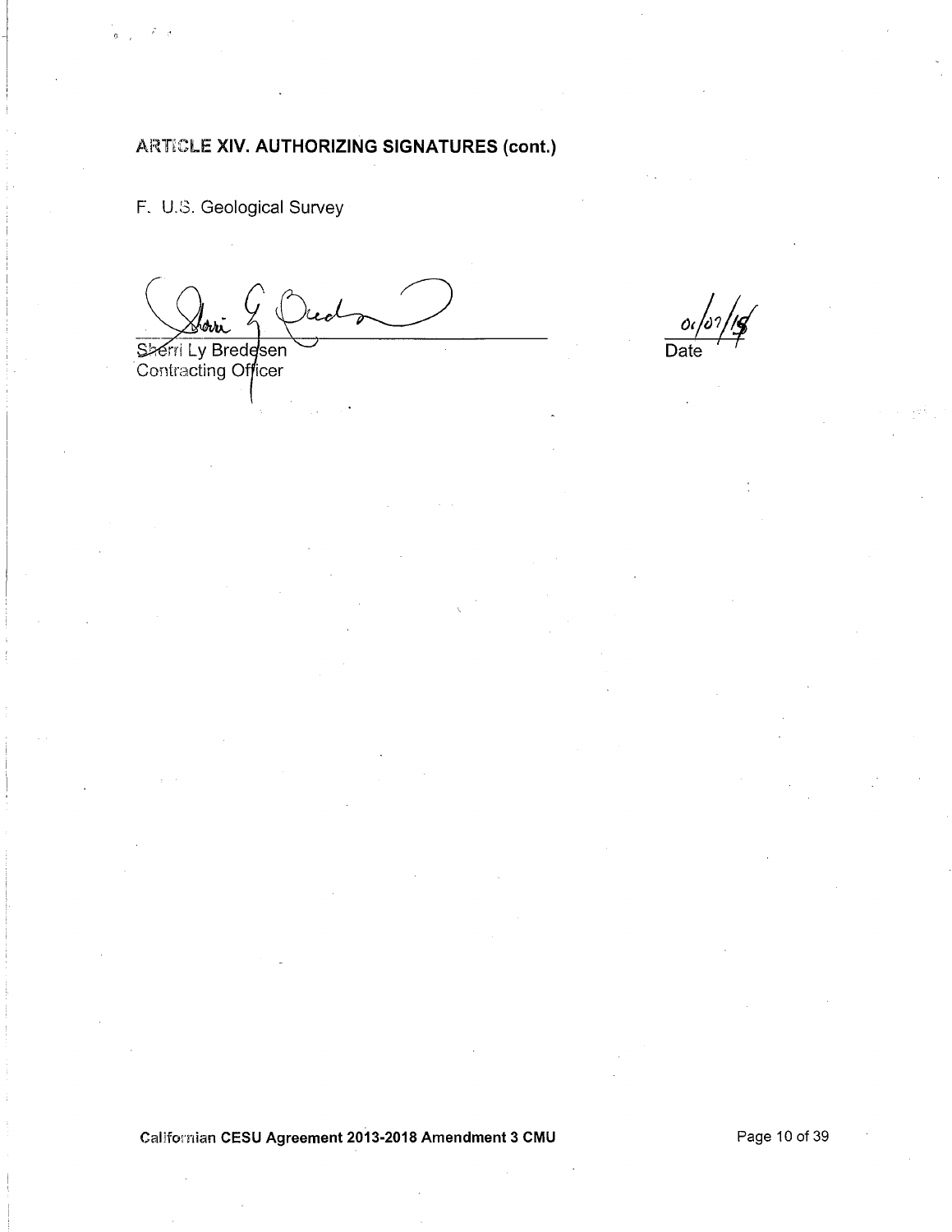**ARTICLE XIV. AUTHORIZING SIGNATURES (cont.)**

F. U.S. Geological Survey

Sherri Ly Bredesen
Contracting Officer

01/07/18
Date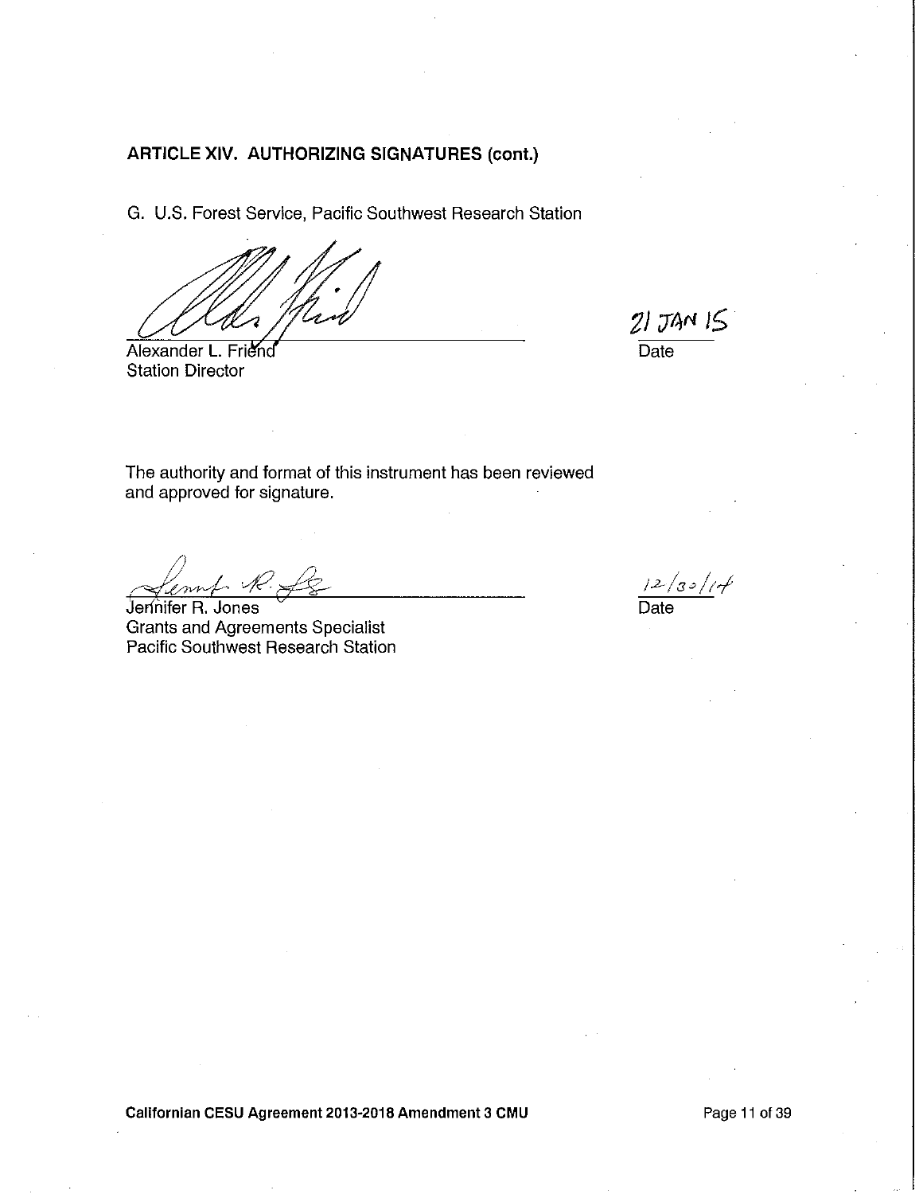**ARTICLE XIV. AUTHORIZING SIGNATURES (cont.)**

G. U.S. Forest Service, Pacific Southwest Research Station

Alexander L. Friend
Station Director

21 JAN 15
Date

The authority and format of this instrument has been reviewed and approved for signature.

Jennifer R. Jones
Grants and Agreements Specialist
Pacific Southwest Research Station

12/30/14
Date

**Californian CESU Agreement 2013-2018 Amendment 3 CMU**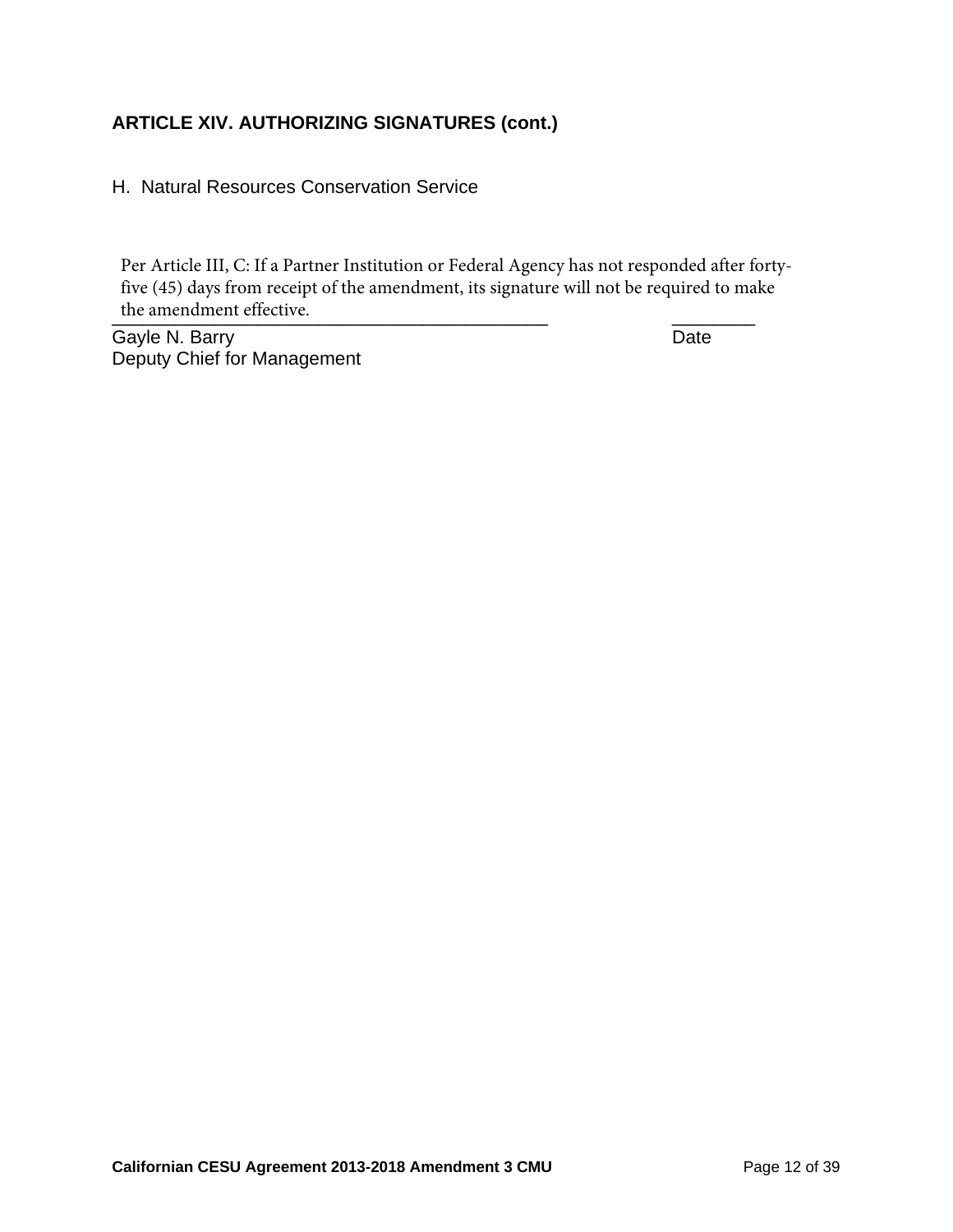### ARTICLE XIV. AUTHORIZING SIGNATURES (cont.)

H. Natural Resources Conservation Service

Per Article III, C: If a Partner Institution or Federal Agency has not responded after forty-five (45) days from receipt of the amendment, its signature will not be required to make the amendment effective.

\_\_\_\_\_\_\_\_\_\_\_\_\_\_\_\_\_\_\_\_\_\_\_\_\_\_\_\_\_\_\_\_\_\_\_\_\_\_\_\_ \_\_\_\_\_\_\_\_

Gayle N. Barry — Date

Deputy Chief for Management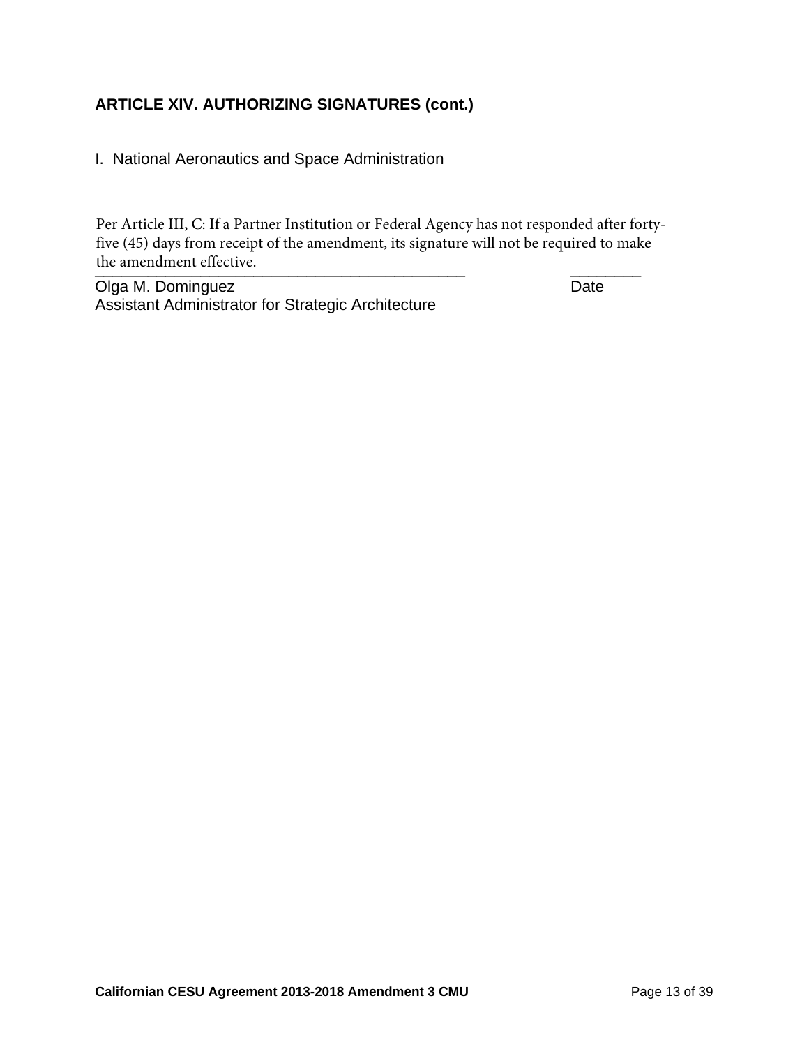### ARTICLE XIV. AUTHORIZING SIGNATURES (cont.)

I. National Aeronautics and Space Administration

Per Article III, C: If a Partner Institution or Federal Agency has not responded after forty-five (45) days from receipt of the amendment, its signature will not be required to make the amendment effective.

\_\_\_\_\_\_\_\_\_\_\_\_\_\_\_\_\_\_\_\_\_\_\_\_\_\_\_\_\_\_\_\_\_\_\_\_\_\_\_\_\_\_\_\_ \_\_\_\_\_\_\_\_

Olga M. Dominguez Date

Assistant Administrator for Strategic Architecture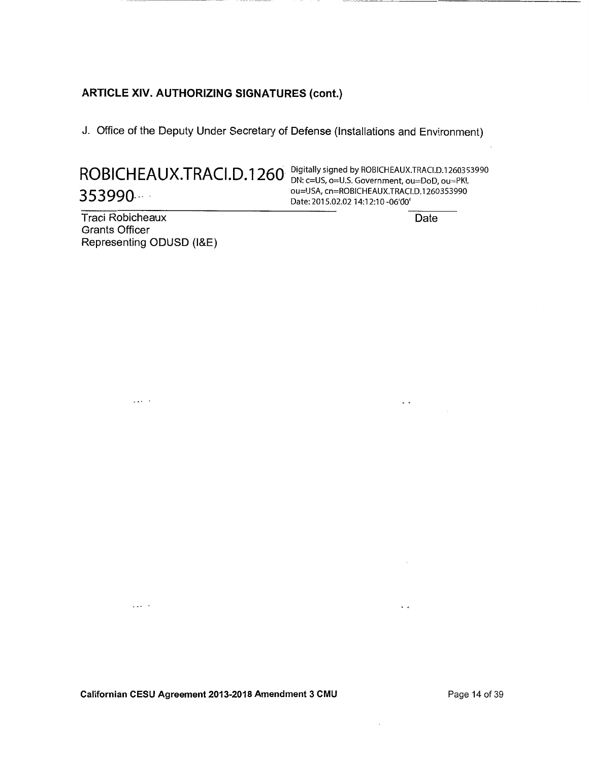**ARTICLE XIV. AUTHORIZING SIGNATURES (cont.)**

J. Office of the Deputy Under Secretary of Defense (Installations and Environment)

ROBICHEAUX.TRACI.D.1260353990

Digitally signed by ROBICHEAUX.TRACI.D.1260353990
DN: c=US, o=U.S. Government, ou=DoD, ou=PKI, ou=USA, cn=ROBICHEAUX.TRACI.D.1260353990
Date: 2015.02.02 14:12:10 -06'00'

Traci Robicheaux
Grants Officer
Representing ODUSD (I&E)

Date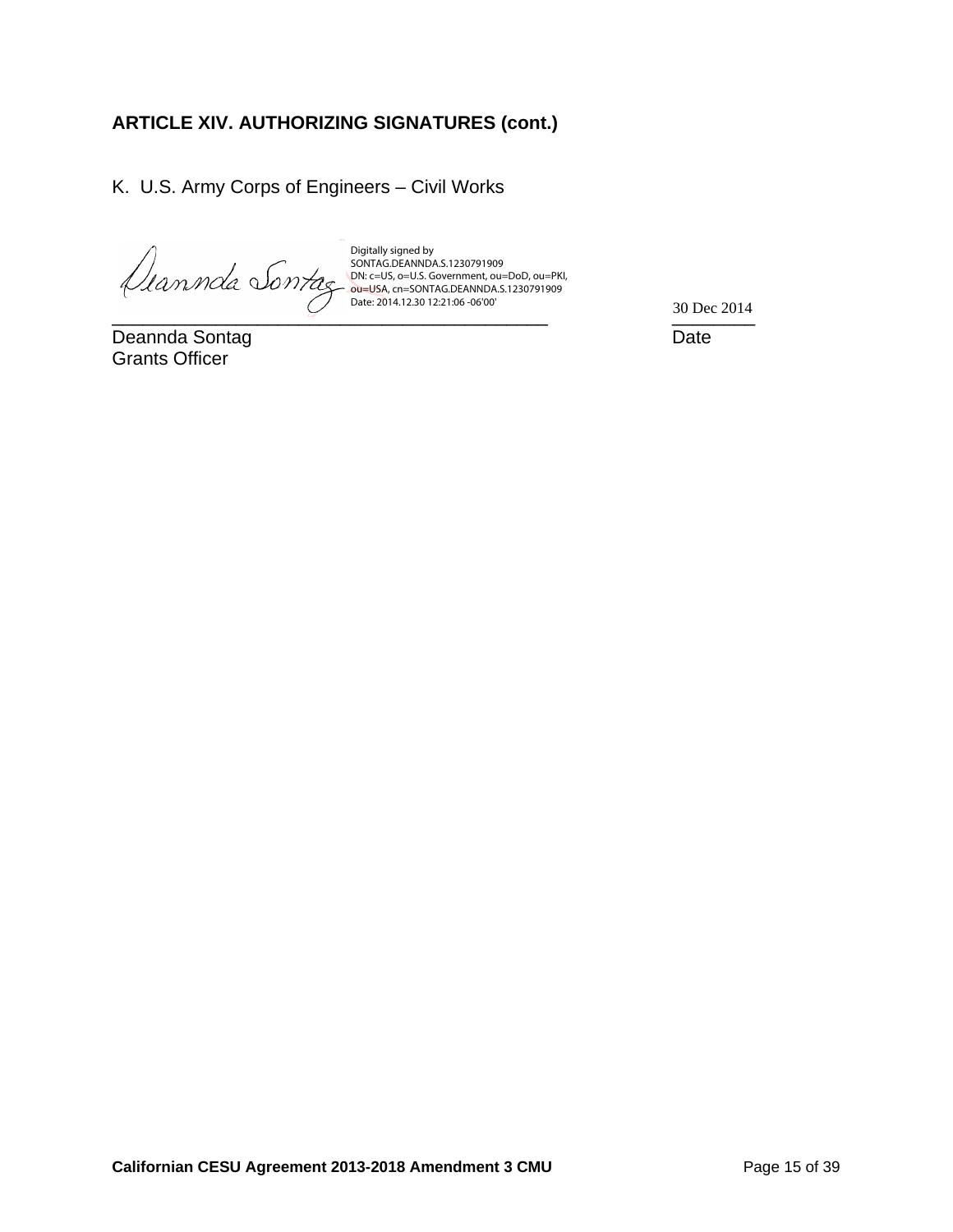**ARTICLE XIV. AUTHORIZING SIGNATURES (cont.)**

K. U.S. Army Corps of Engineers – Civil Works

Digitally signed by SONTAG.DEANNDA.S.1230791909
DN: c=US, o=U.S. Government, ou=DoD, ou=PKI, ou=USA, cn=SONTAG.DEANNDA.S.1230791909
Date: 2014.12.30 12:21:06 -06'00'

\_\_\_\_\_\_\_\_\_\_\_\_\_\_\_\_\_\_\_\_\_\_\_\_\_\_\_\_\_\_\_\_\_\_\_\_\_\_\_\_\_\_\_\_ 30 Dec 2014

Deannda Sontag Date
Grants Officer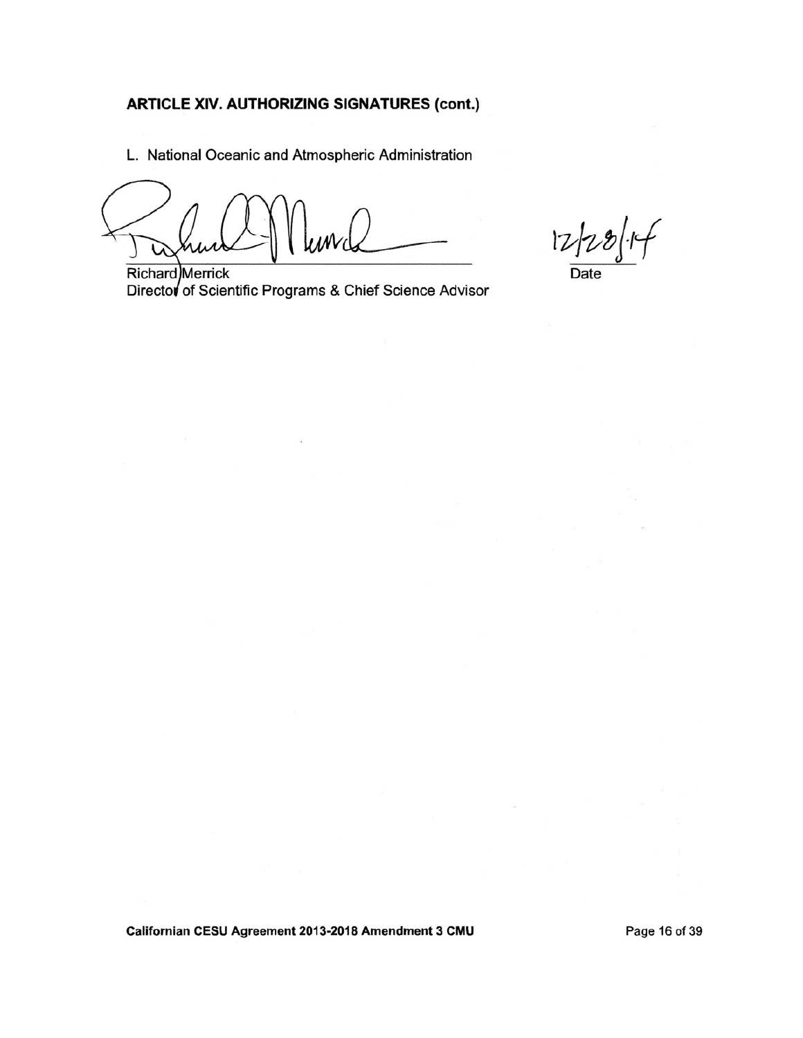**ARTICLE XIV. AUTHORIZING SIGNATURES (cont.)**

L. National Oceanic and Atmospheric Administration

Richard Merrick
Director of Scientific Programs & Chief Science Advisor

12/28/14
Date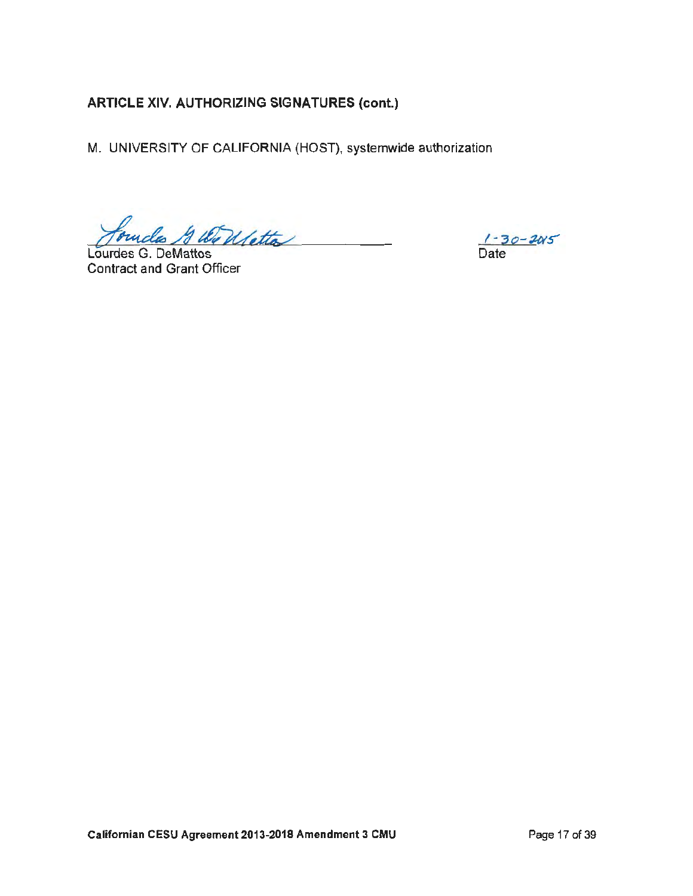**ARTICLE XIV. AUTHORIZING SIGNATURES (cont.)**

M. UNIVERSITY OF CALIFORNIA (HOST), systemwide authorization

Lourdes G. DeMattos
Contract and Grant Officer

1-30-2015
Date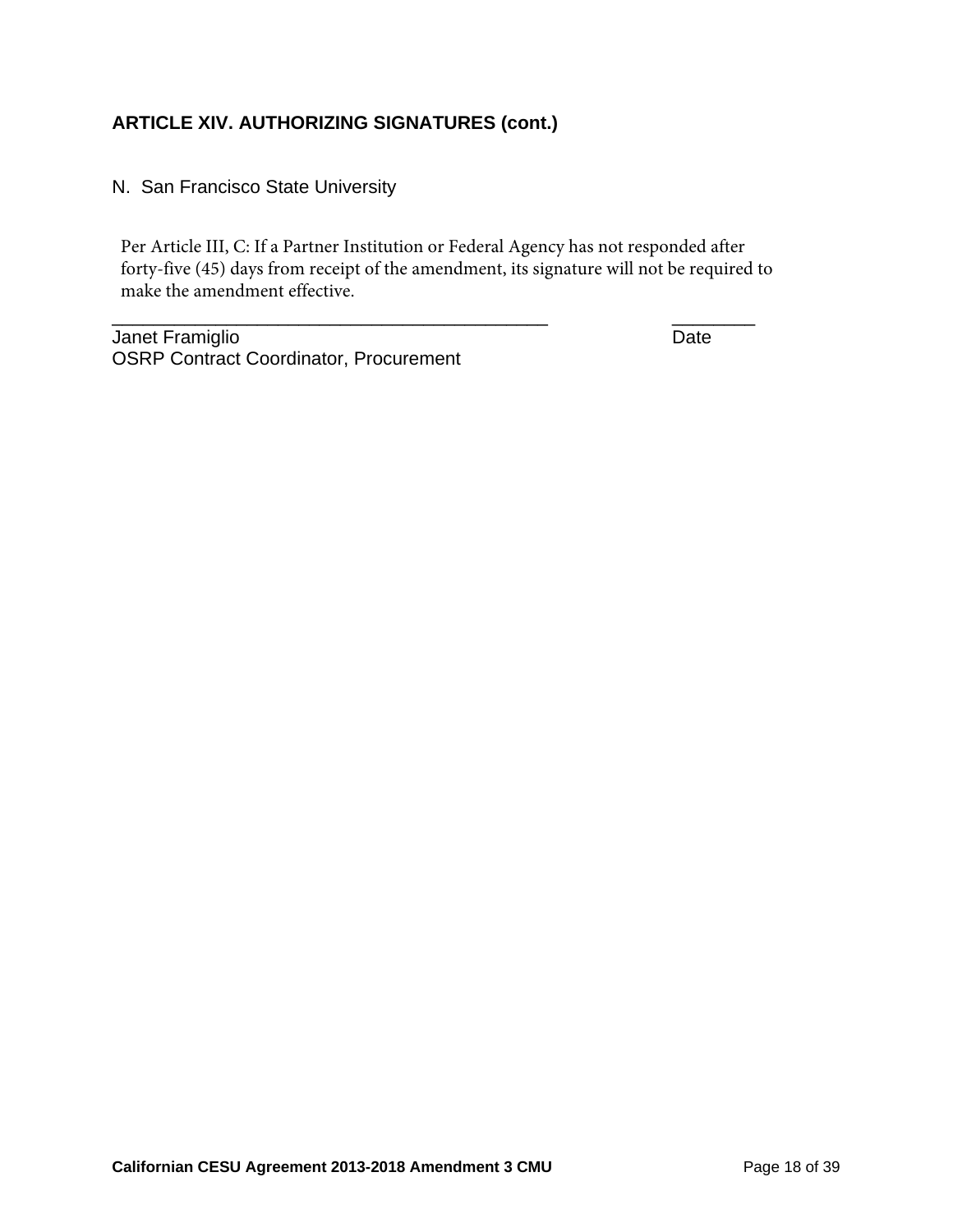### ARTICLE XIV. AUTHORIZING SIGNATURES (cont.)

N. San Francisco State University

Per Article III, C: If a Partner Institution or Federal Agency has not responded after forty-five (45) days from receipt of the amendment, its signature will not be required to make the amendment effective.

_____________________________________________ ________

Janet Framiglio Date

OSRP Contract Coordinator, Procurement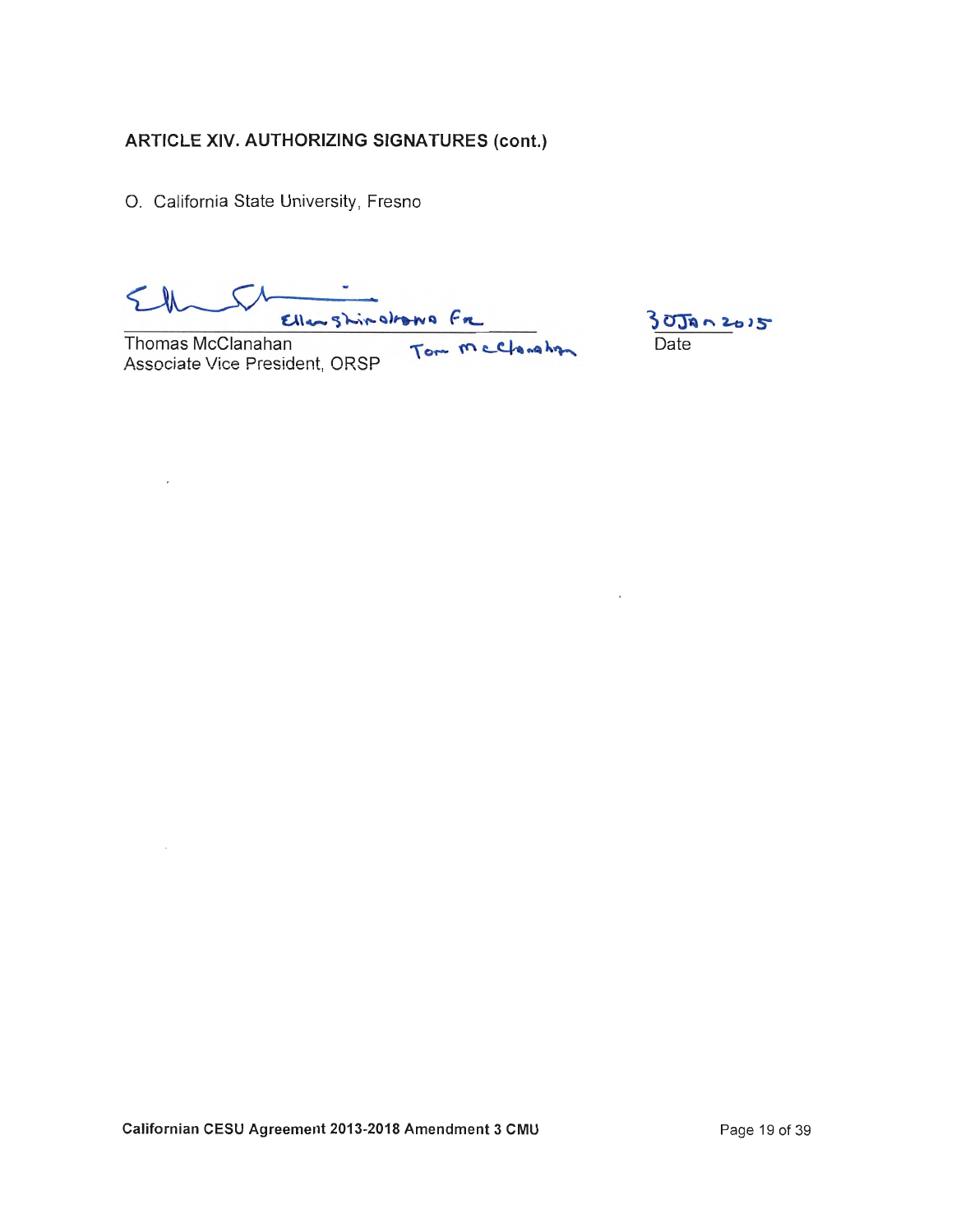### ARTICLE XIV. AUTHORIZING SIGNATURES (cont.)

O. California State University, Fresno

Ellen Shinohara for

Thomas McClanahan
Associate Vice President, ORSP

Tom McClanahan

30 Jan 2015
Date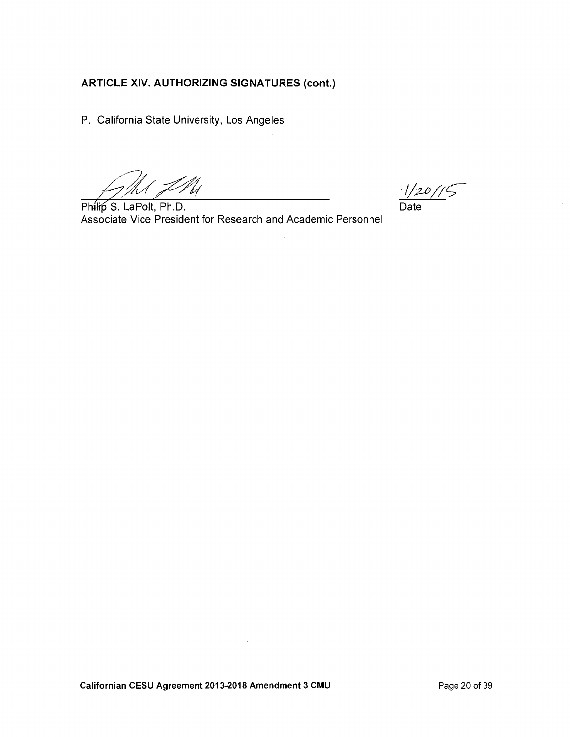## ARTICLE XIV. AUTHORIZING SIGNATURES (cont.)

P. California State University, Los Angeles

Philip S. LaPolt, Ph.D.
Associate Vice President for Research and Academic Personnel

1/20/15
Date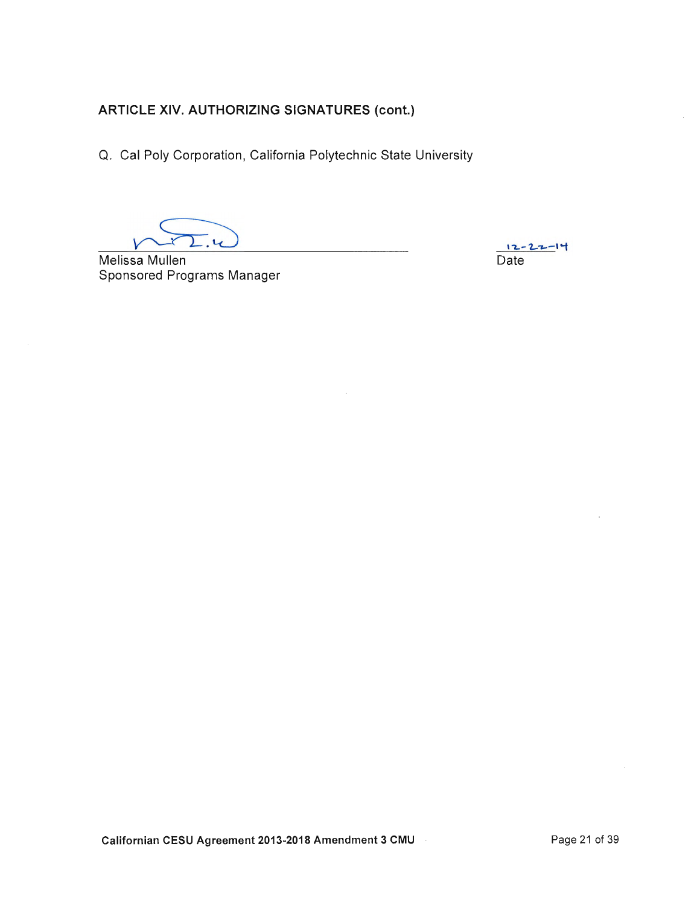## ARTICLE XIV. AUTHORIZING SIGNATURES (cont.)

Q. Cal Poly Corporation, California Polytechnic State University

_______________________________________
Melissa Mullen
Sponsored Programs Manager

12-22-14
Date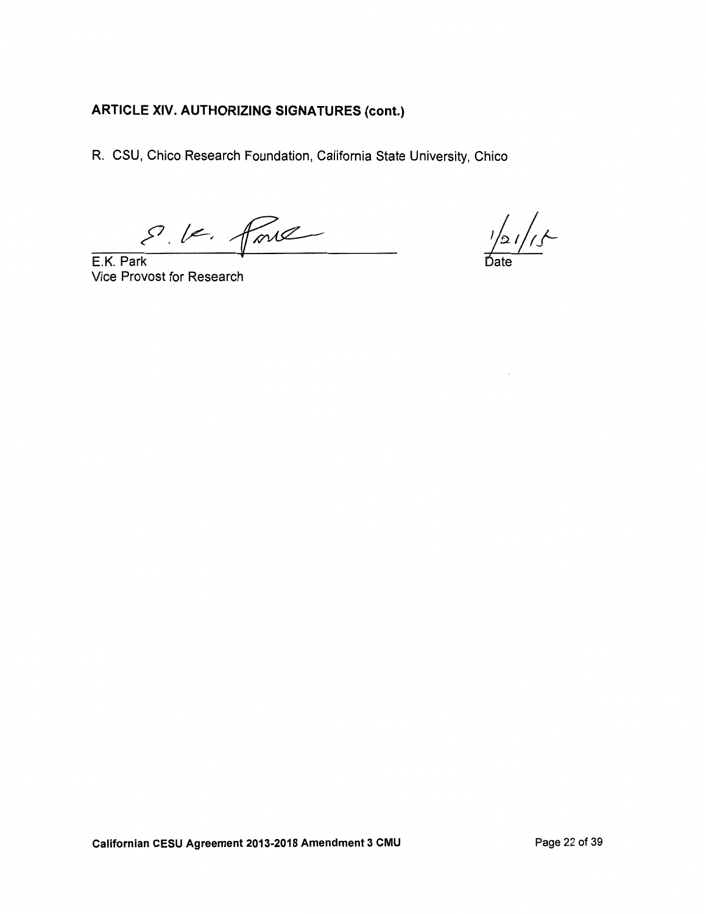## ARTICLE XIV. AUTHORIZING SIGNATURES (cont.)

R. CSU, Chico Research Foundation, California State University, Chico

E.K. Park
Vice Provost for Research

1/21/15
Date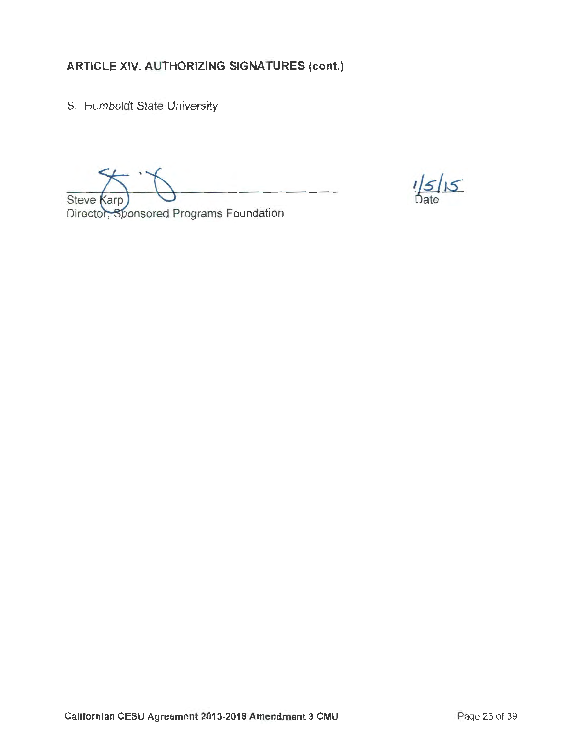## ARTICLE XIV. AUTHORIZING SIGNATURES (cont.)

S. *Humboldt State University*

Steve Karp
Director, Sponsored Programs Foundation

1/5/15
Date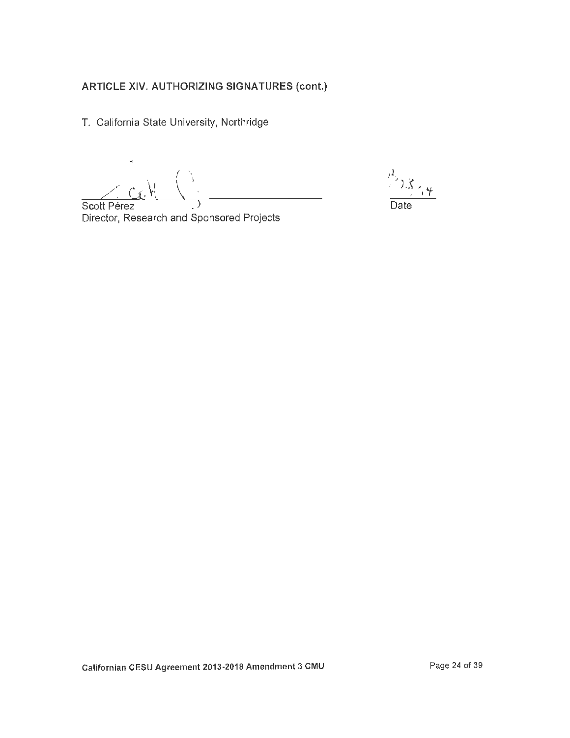## ARTICLE XIV. AUTHORIZING SIGNATURES (cont.)

T. California State University, Northridge

Scott Pérez
Director, Research and Sponsored Projects

Date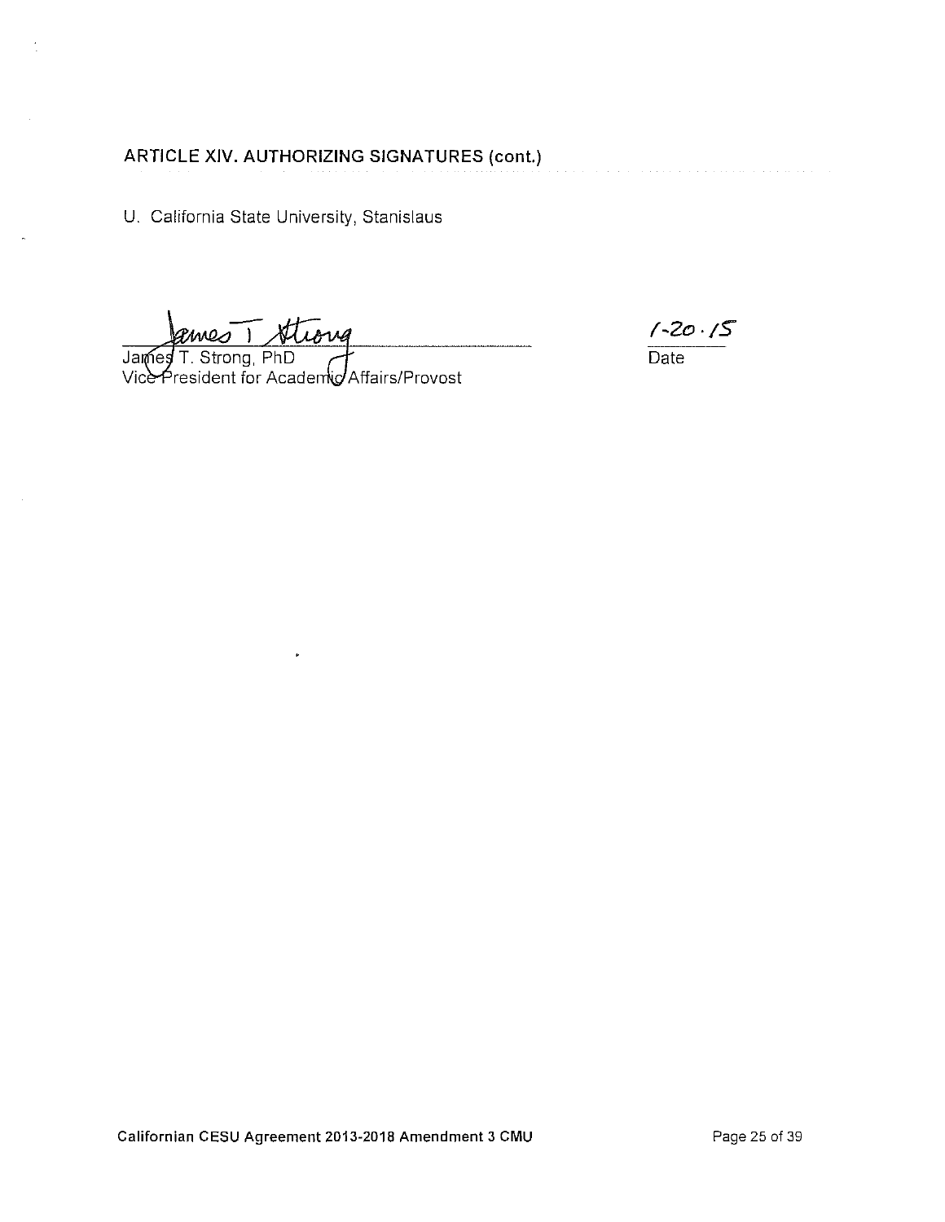## ARTICLE XIV. AUTHORIZING SIGNATURES (cont.)

U. California State University, Stanislaus

James T. Strong, PhD
Vice President for Academic Affairs/Provost

1-20-15
Date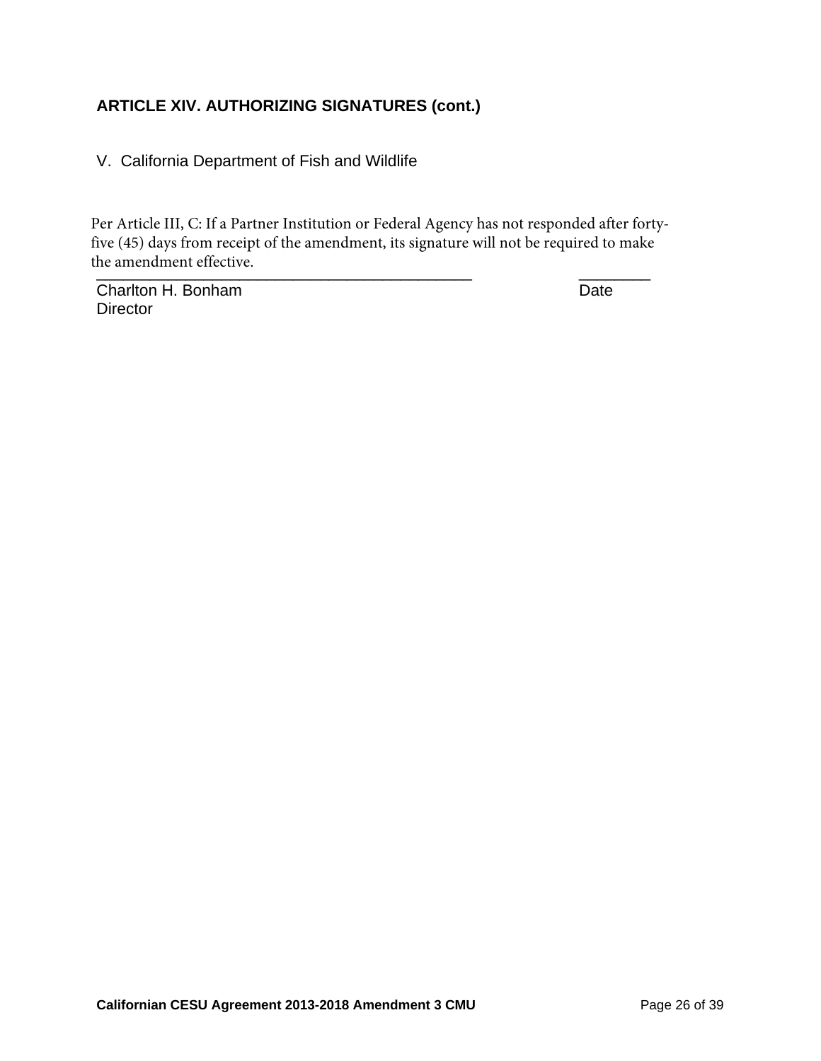## ARTICLE XIV. AUTHORIZING SIGNATURES (cont.)

V. California Department of Fish and Wildlife

Per Article III, C: If a Partner Institution or Federal Agency has not responded after forty-five (45) days from receipt of the amendment, its signature will not be required to make the amendment effective.

\_\_\_\_\_\_\_\_\_\_\_\_\_\_\_\_\_\_\_\_\_\_\_\_\_\_\_\_\_\_\_\_\_\_\_\_\_\_\_\_\_\_\_\_\_ \_\_\_\_\_\_\_\_

Charlton H. Bonham Date
Director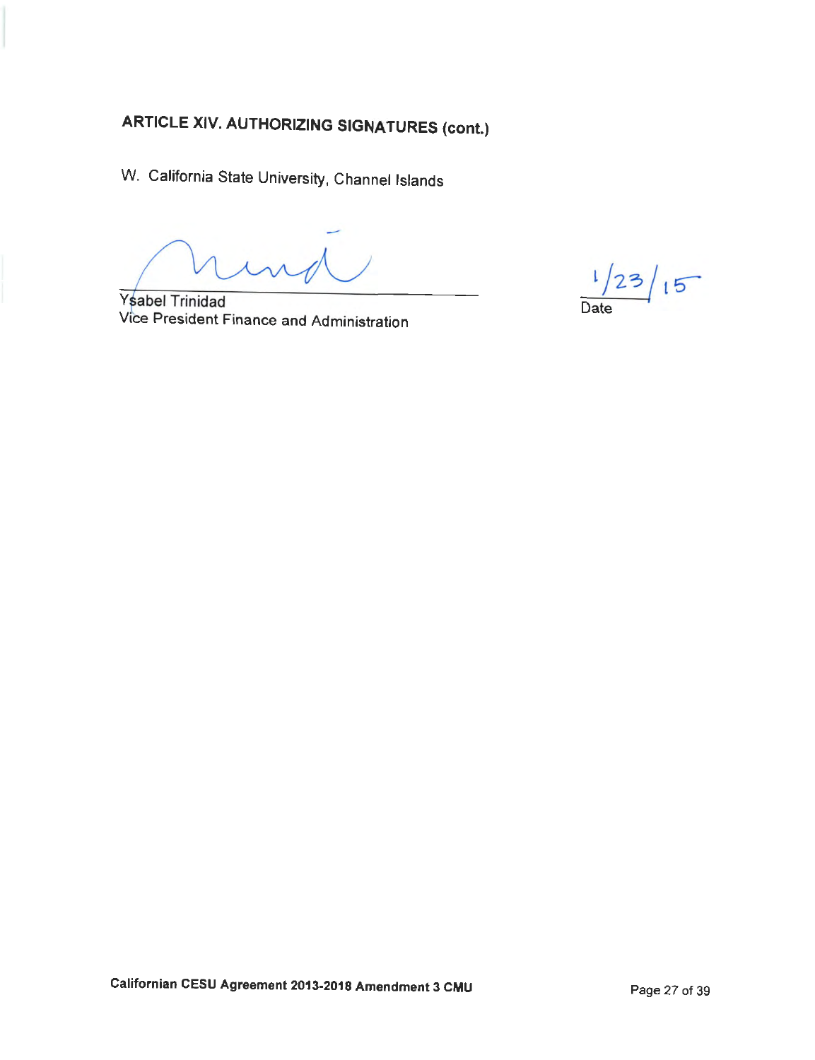## ARTICLE XIV. AUTHORIZING SIGNATURES (cont.)

W. California State University, Channel Islands

Ysabel Trinidad
Vice President Finance and Administration

1/23/15
Date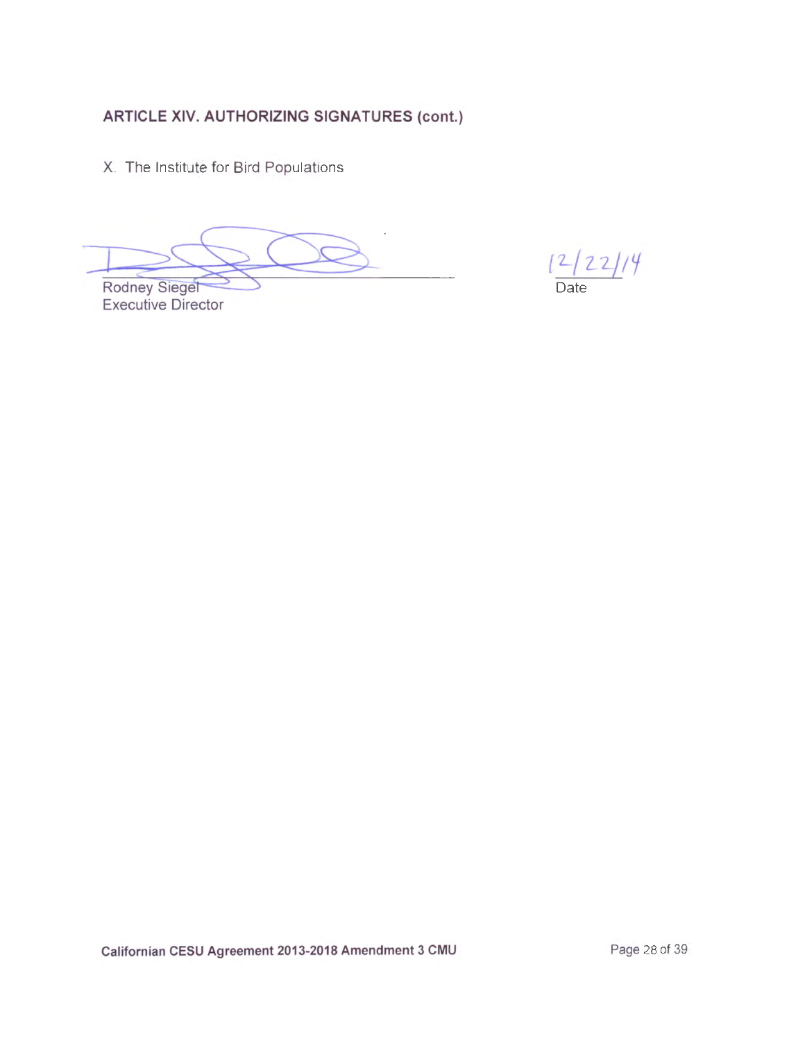## ARTICLE XIV. AUTHORIZING SIGNATURES (cont.)

X. The Institute for Bird Populations

Rodney Siegel
Executive Director

12/22/14
Date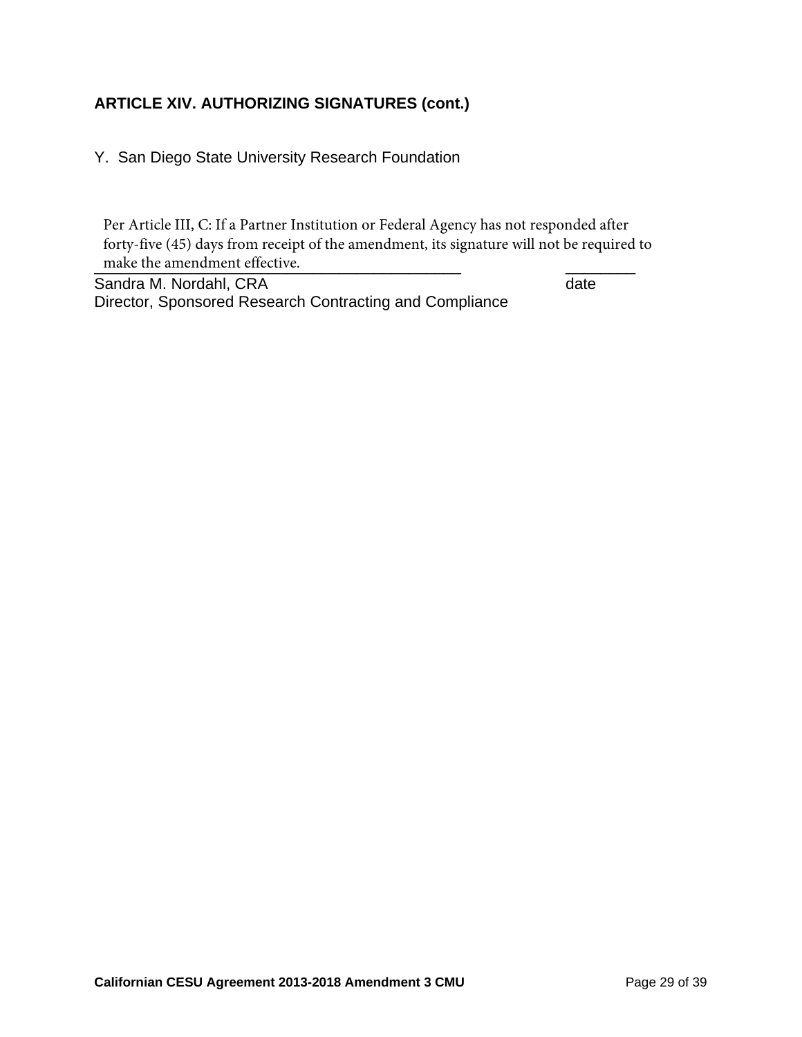### ARTICLE XIV. AUTHORIZING SIGNATURES (cont.)

Y. San Diego State University Research Foundation

Per Article III, C: If a Partner Institution or Federal Agency has not responded after forty-five (45) days from receipt of the amendment, its signature will not be required to make the amendment effective.

Sandra M. Nordahl, CRA — date

Director, Sponsored Research Contracting and Compliance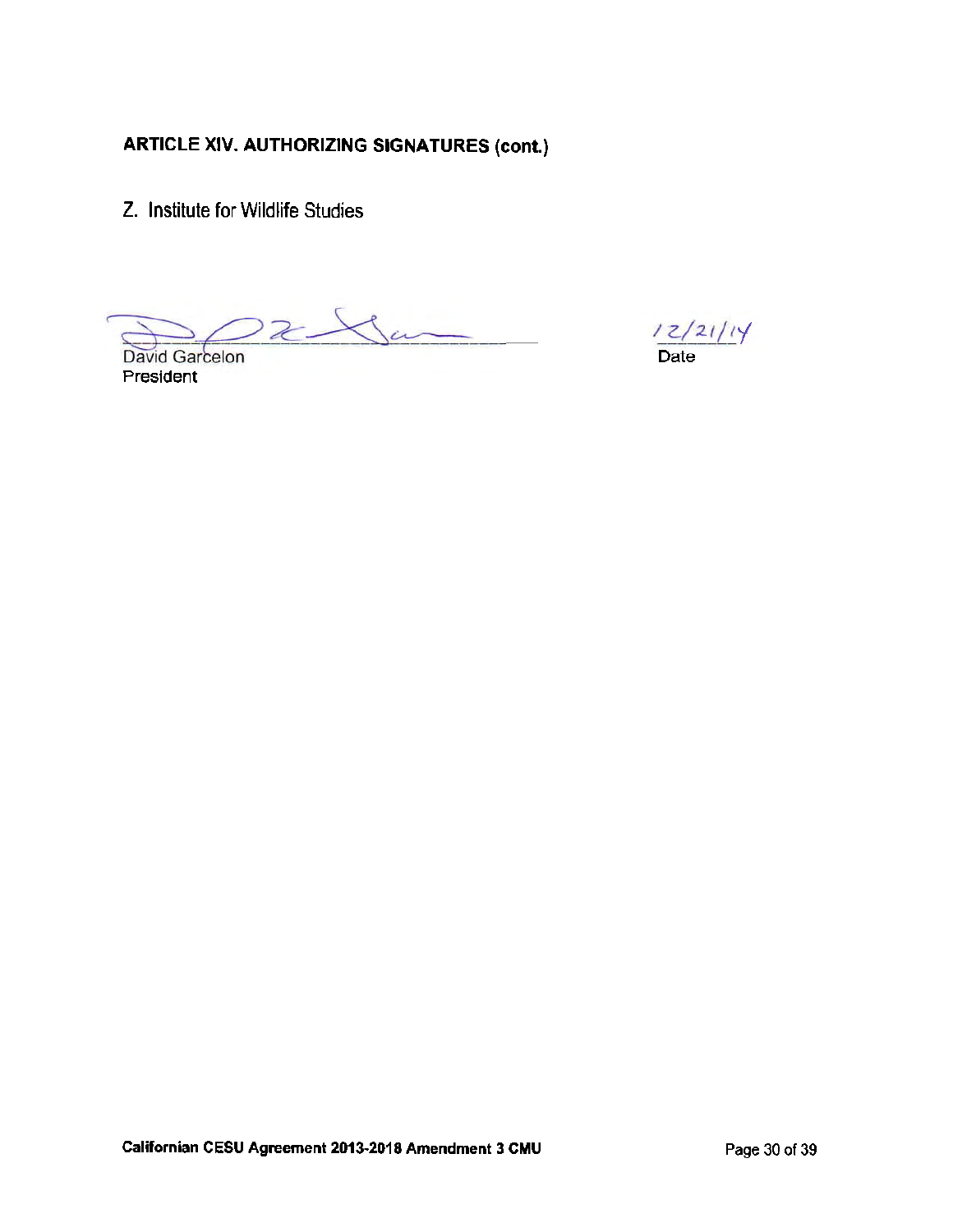**ARTICLE XIV. AUTHORIZING SIGNATURES (cont.)**

Z. Institute for Wildlife Studies

David Garcelon
President

12/21/14
Date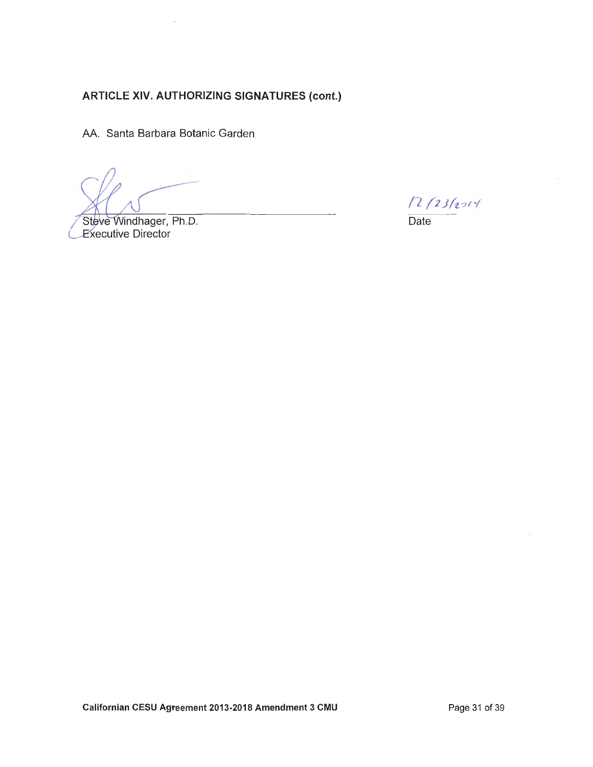## ARTICLE XIV. AUTHORIZING SIGNATURES (cont.)

AA. Santa Barbara Botanic Garden

Steve Windhager, Ph.D.
Executive Director

12/23/2014
Date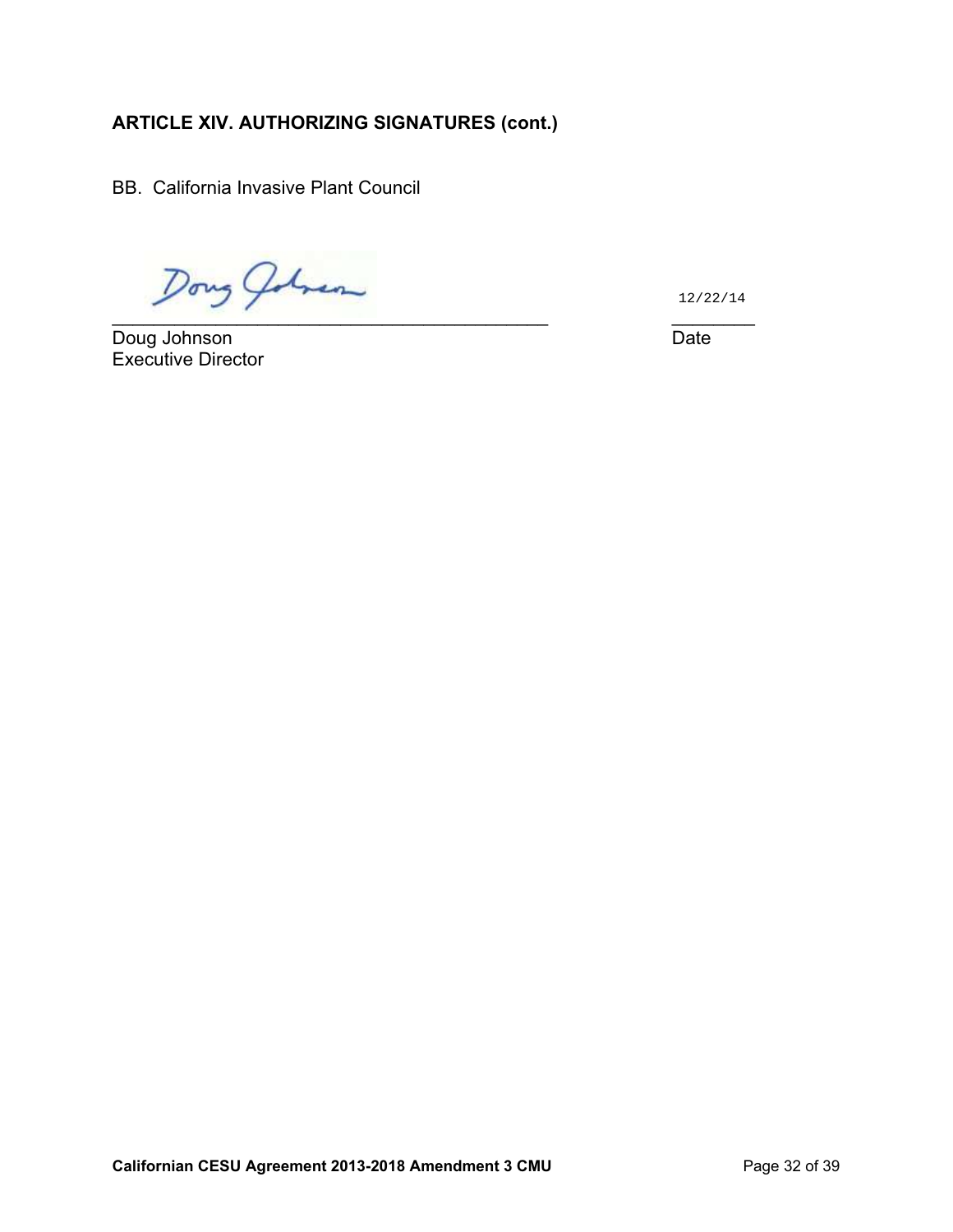**ARTICLE XIV. AUTHORIZING SIGNATURES (cont.)**

BB. California Invasive Plant Council

\_\_\_\_\_\_\_\_\_\_\_\_\_\_\_\_\_\_\_\_\_\_\_\_\_\_\_\_\_\_\_\_\_\_\_\_\_\_\_\_\_\_\_ 12/22/14

Doug Johnson Date
Executive Director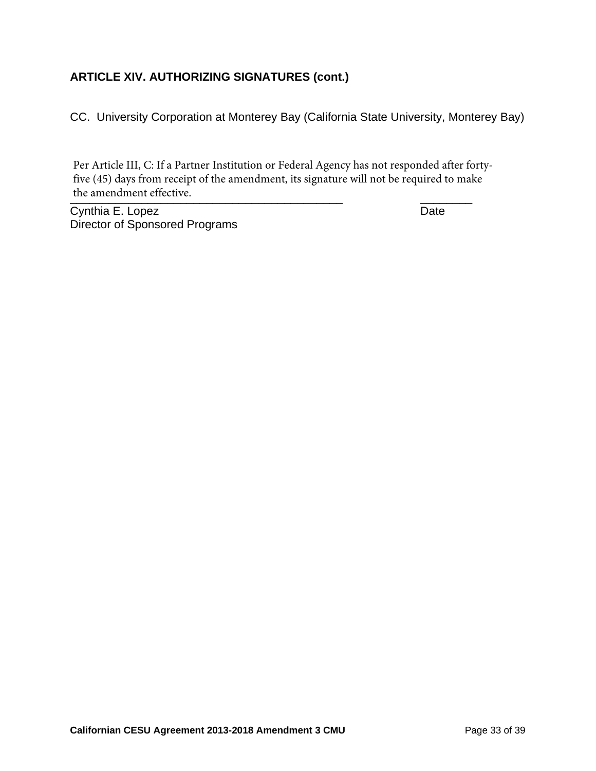**ARTICLE XIV. AUTHORIZING SIGNATURES (cont.)**

CC. University Corporation at Monterey Bay (California State University, Monterey Bay)

Per Article III, C: If a Partner Institution or Federal Agency has not responded after forty-five (45) days from receipt of the amendment, its signature will not be required to make the amendment effective.

\_\_\_\_\_\_\_\_\_\_\_\_\_\_\_\_\_\_\_\_\_\_\_\_\_\_\_\_\_\_\_\_\_\_\_\_\_\_\_\_\_\_\_\_ \_\_\_\_\_\_\_\_\_\_
Cynthia E. Lopez Date
Director of Sponsored Programs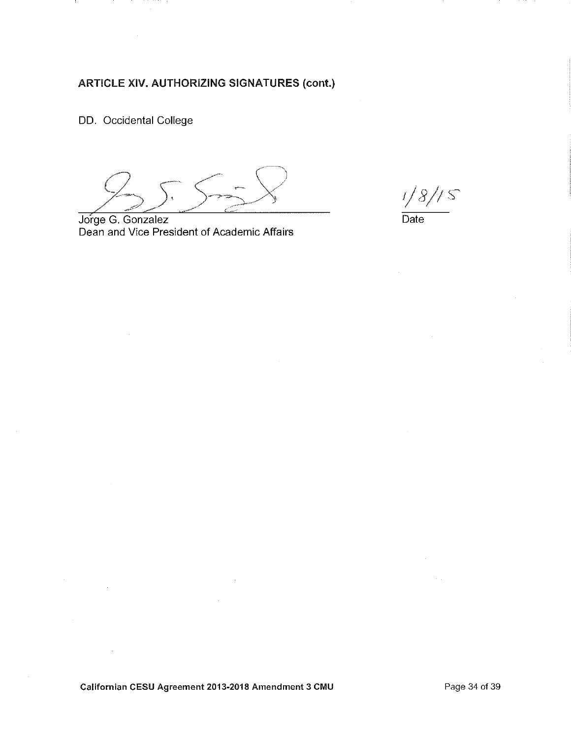**ARTICLE XIV. AUTHORIZING SIGNATURES (cont.)**

DD. Occidental College

Jorge G. Gonzalez
Dean and Vice President of Academic Affairs

1/8/15
Date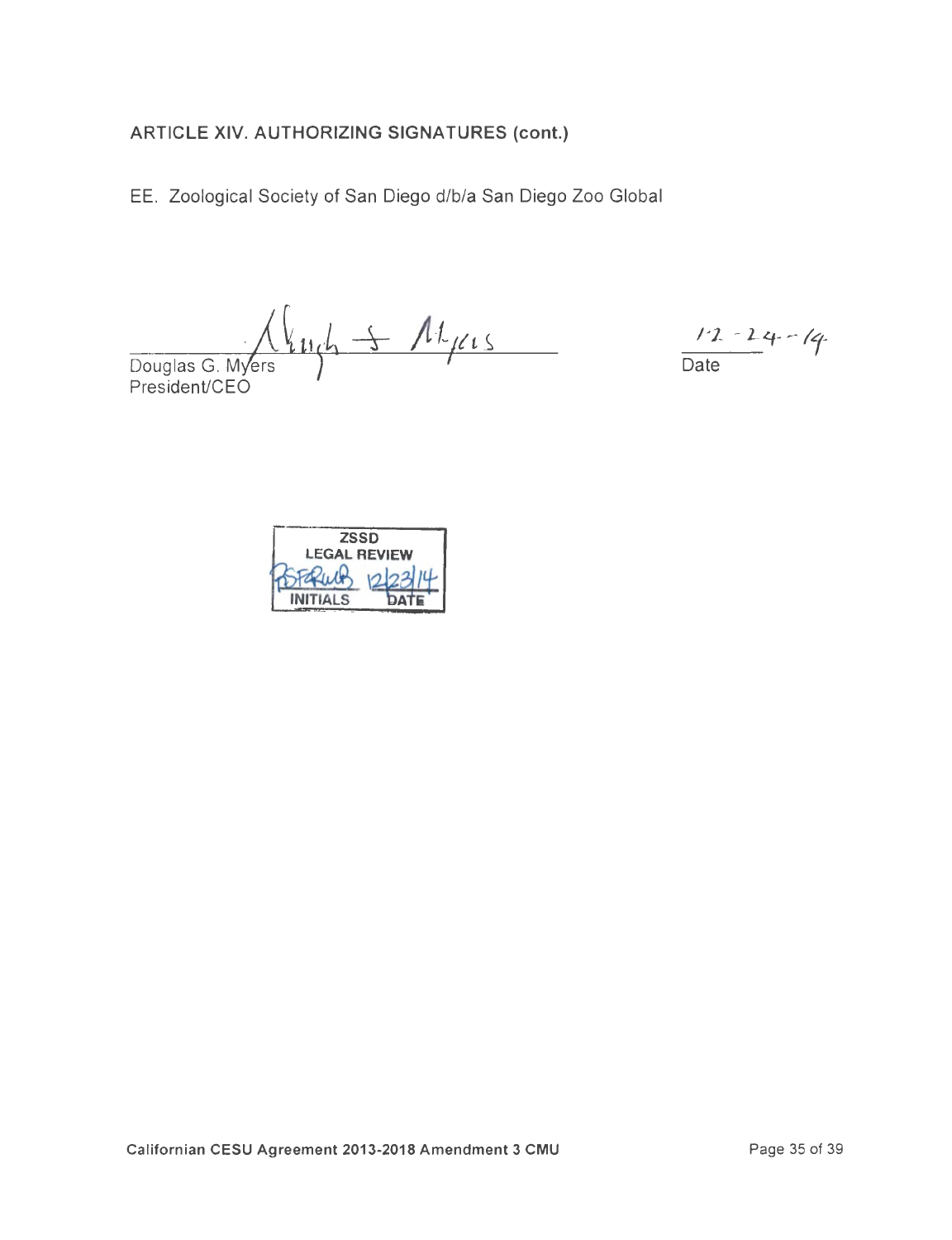## ARTICLE XIV. AUTHORIZING SIGNATURES (cont.)

EE. Zoological Society of San Diego d/b/a San Diego Zoo Global

Douglas G. Myers
President/CEO

12-24-14
Date

ZSSD
LEGAL REVIEW
INITIALS 12/23/14
DATE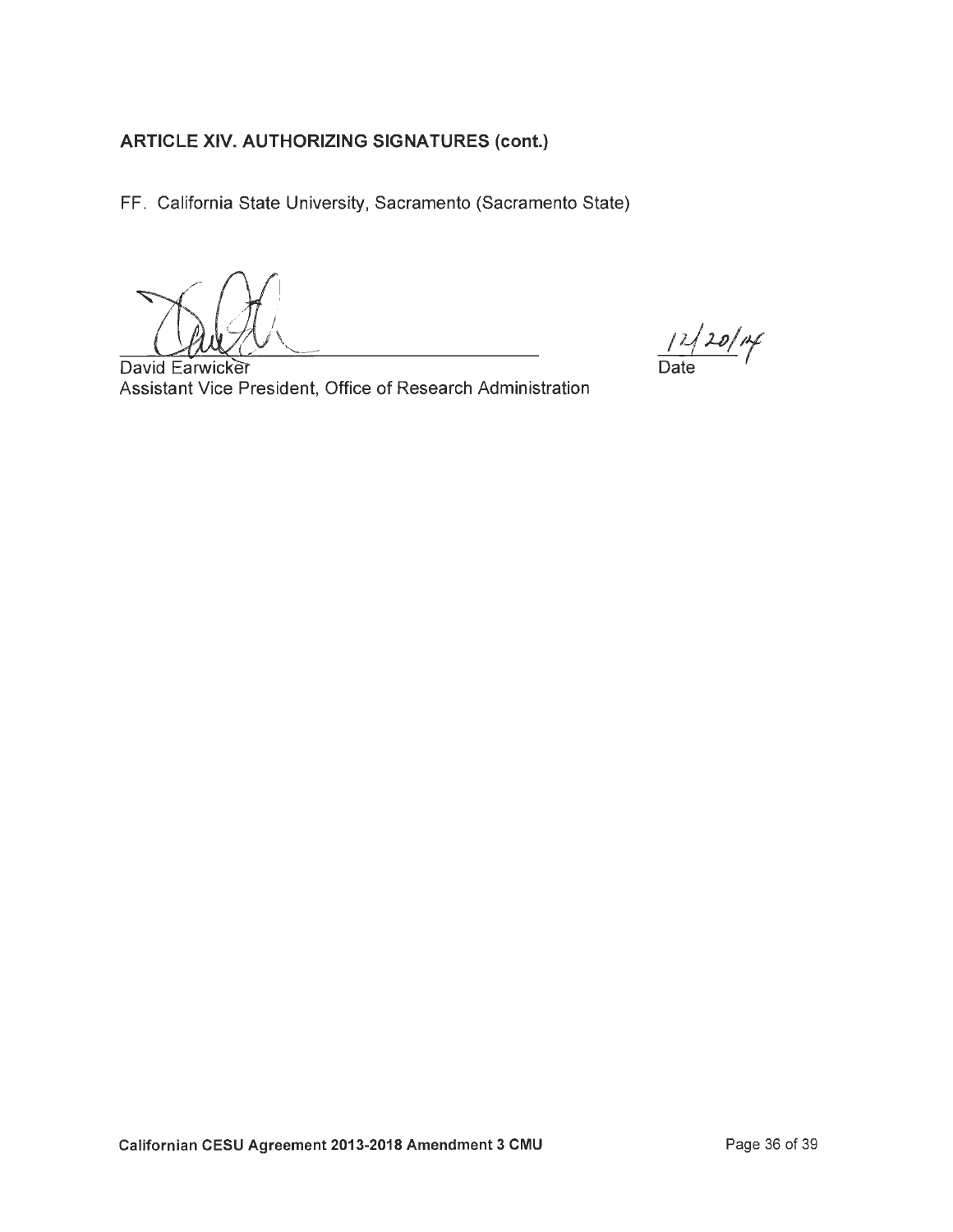**ARTICLE XIV. AUTHORIZING SIGNATURES (cont.)**

FF. California State University, Sacramento (Sacramento State)

David Earwicker
Assistant Vice President, Office of Research Administration

12/20/14
Date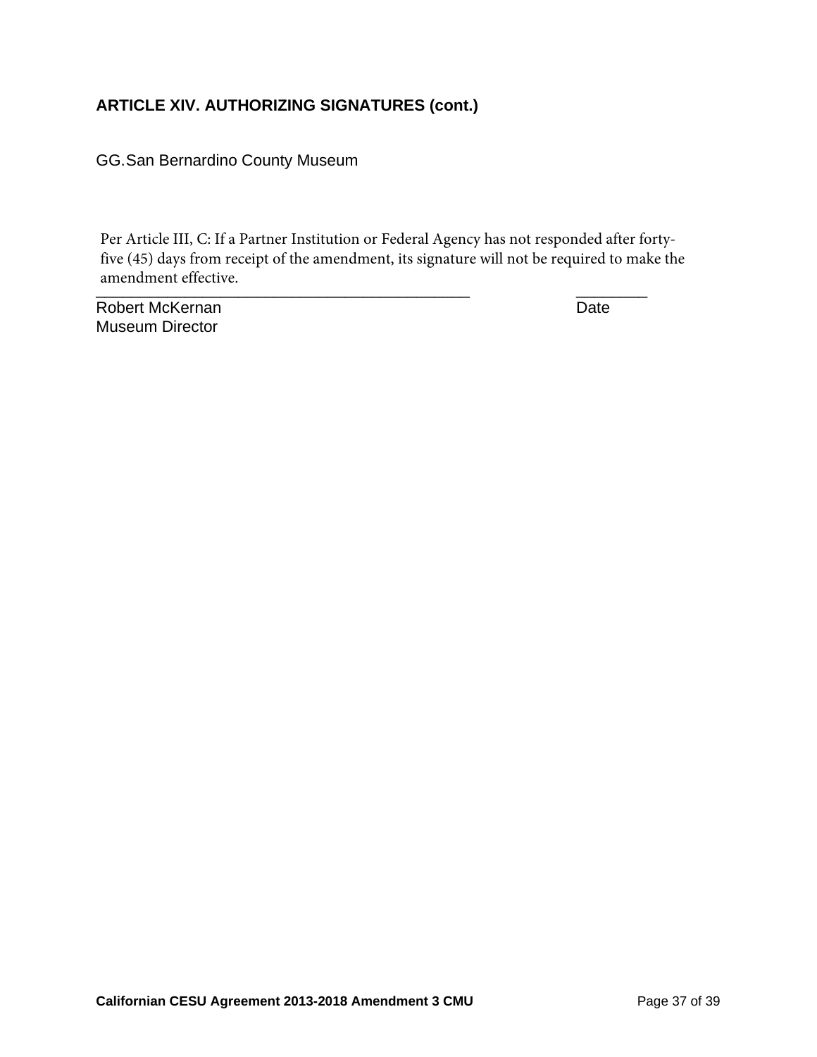### ARTICLE XIV. AUTHORIZING SIGNATURES (cont.)

GG. San Bernardino County Museum

Per Article III, C: If a Partner Institution or Federal Agency has not responded after forty-five (45) days from receipt of the amendment, its signature will not be required to make the amendment effective.

_______________________________________________ &nbsp;&nbsp;&nbsp;&nbsp;&nbsp;&nbsp;&nbsp;&nbsp; _________

Robert McKernan &nbsp;&nbsp;&nbsp;&nbsp;&nbsp;&nbsp;&nbsp;&nbsp;&nbsp;&nbsp;&nbsp;&nbsp;&nbsp;&nbsp;&nbsp;&nbsp;&nbsp;&nbsp;&nbsp;&nbsp;&nbsp;&nbsp;&nbsp;&nbsp;&nbsp;&nbsp;&nbsp;&nbsp;&nbsp;&nbsp;&nbsp;&nbsp;&nbsp;&nbsp;&nbsp;&nbsp;&nbsp;&nbsp;&nbsp;&nbsp; Date
Museum Director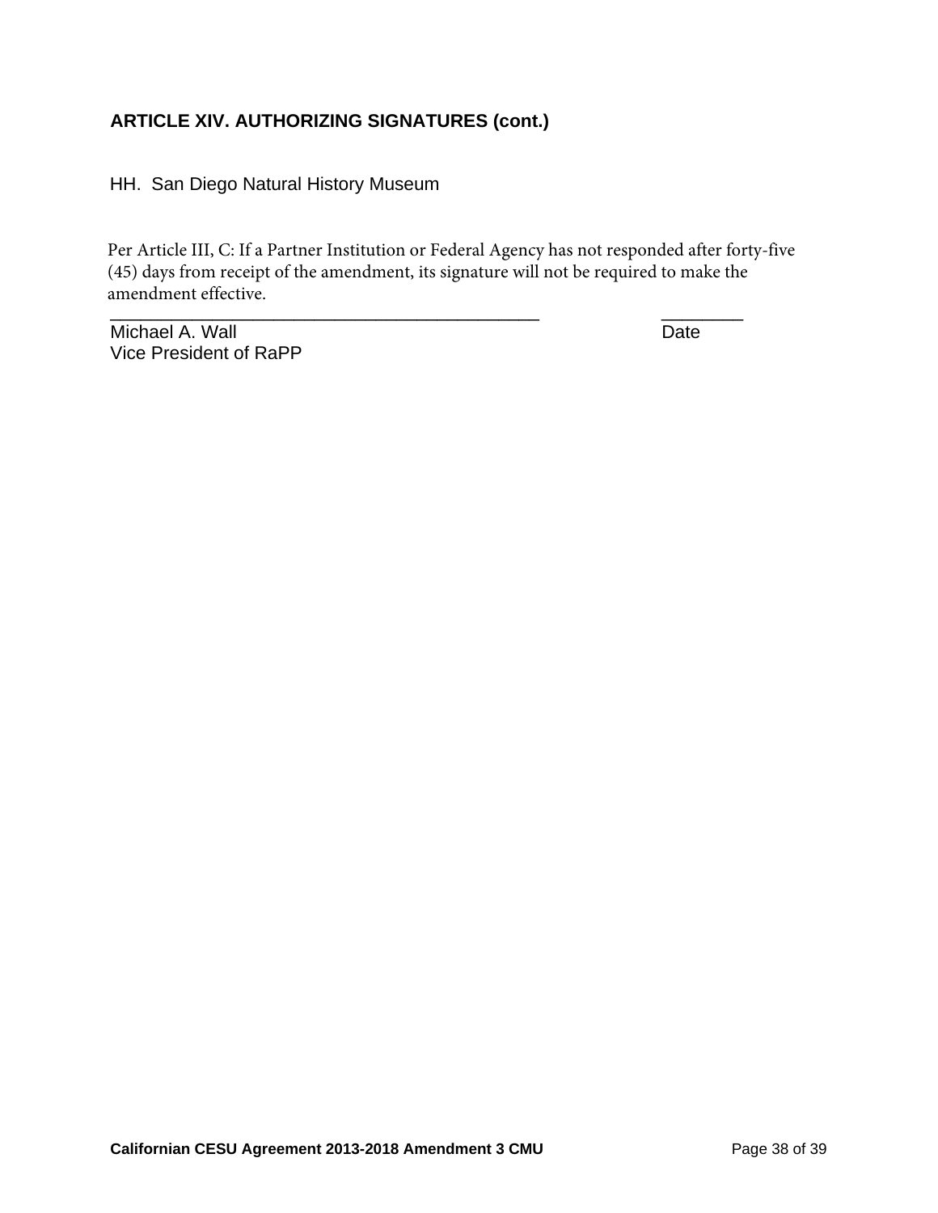### ARTICLE XIV. AUTHORIZING SIGNATURES (cont.)

HH. San Diego Natural History Museum

Per Article III, C: If a Partner Institution or Federal Agency has not responded after forty-five (45) days from receipt of the amendment, its signature will not be required to make the amendment effective.

_____________________________________________ ________

Michael A. Wall Date

Vice President of RaPP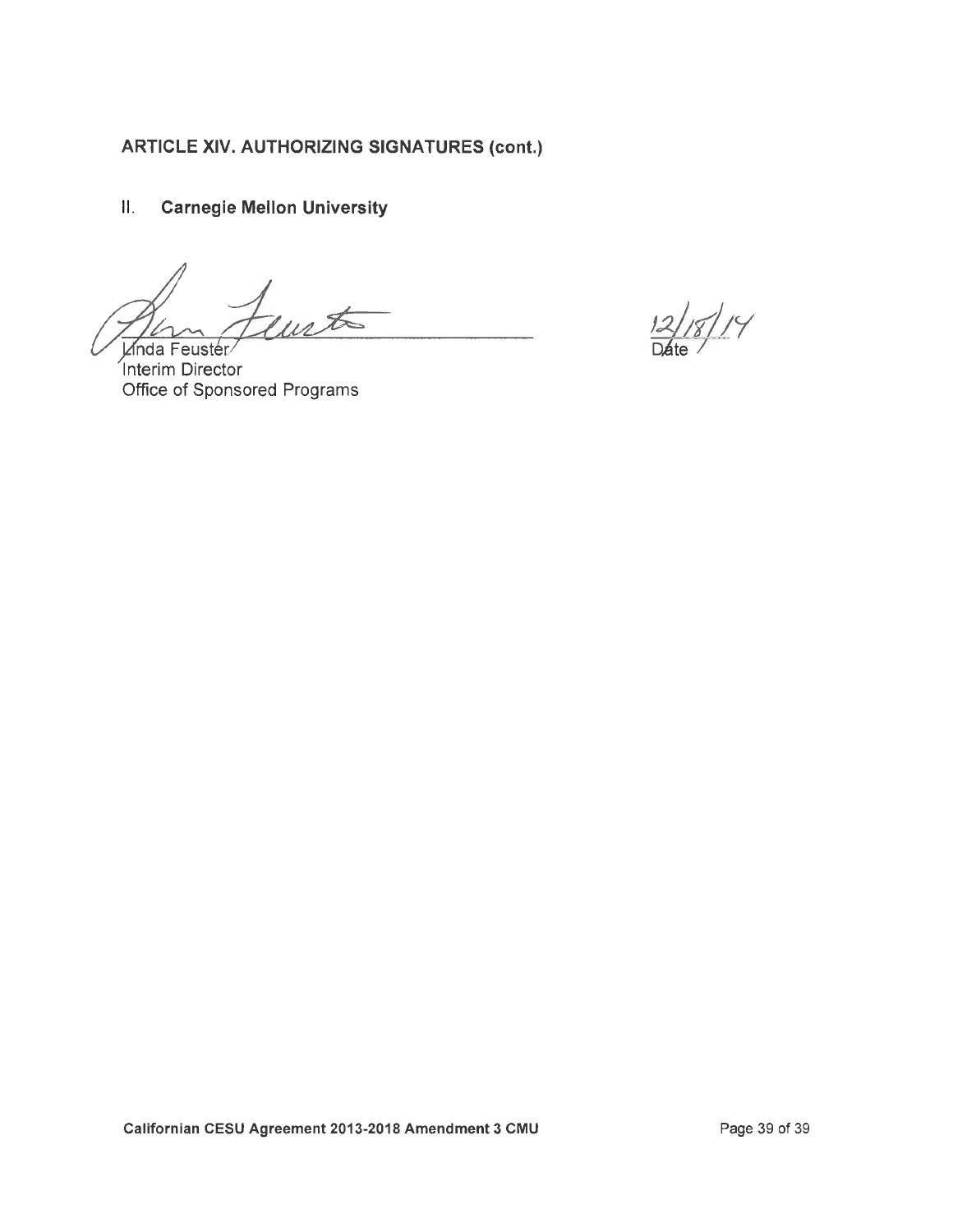## ARTICLE XIV. AUTHORIZING SIGNATURES (cont.)

### II. Carnegie Mellon University

Linda Feuster
Interim Director
Office of Sponsored Programs

12/18/14
Date